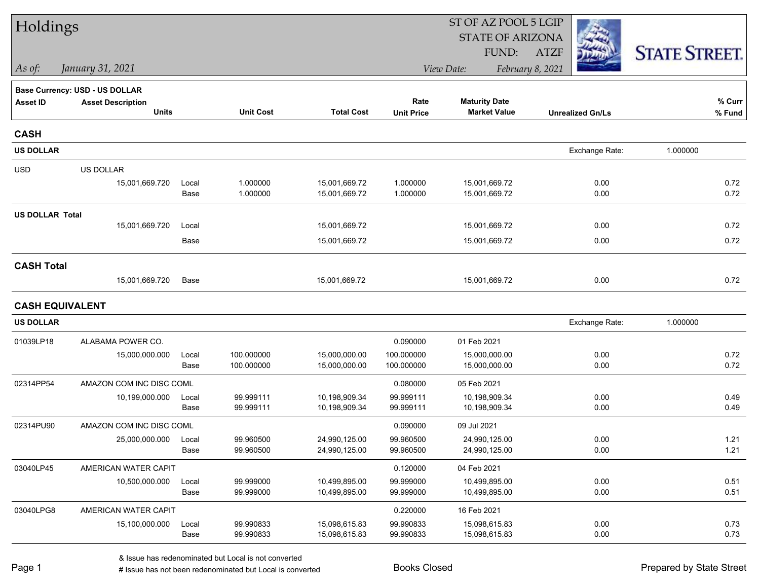# Holdings

ST OF AZ POOL 5 LGIP
STATE OF ARIZONA
FUND: ATZF

*As of: January 31, 2021*

*View Date: February 8, 2021*

STATE STREET.

**Base Currency: USD - US DOLLAR**

| Asset ID | Asset Description / Units | | Unit Cost | Total Cost | Rate / Unit Price | Maturity Date / Market Value | Unrealized Gn/Ls | % Curr / % Fund |
|---|---|---|---|---|---|---|---|---|
| **CASH** | | | | | | | | |
| **US DOLLAR** | | | | | | | Exchange Rate: | 1.000000 |
| USD | US DOLLAR | | | | | | | |
| | 15,001,669.720 | Local | 1.000000 | 15,001,669.72 | 1.000000 | 15,001,669.72 | 0.00 | 0.72 |
| | | Base | 1.000000 | 15,001,669.72 | 1.000000 | 15,001,669.72 | 0.00 | 0.72 |
| **US DOLLAR Total** | | | | | | | | |
| | 15,001,669.720 | Local | | 15,001,669.72 | | 15,001,669.72 | 0.00 | 0.72 |
| | | Base | | 15,001,669.72 | | 15,001,669.72 | 0.00 | 0.72 |
| **CASH Total** | | | | | | | | |
| | 15,001,669.720 | Base | | 15,001,669.72 | | 15,001,669.72 | 0.00 | 0.72 |
| **CASH EQUIVALENT** | | | | | | | | |
| **US DOLLAR** | | | | | | | Exchange Rate: | 1.000000 |
| 01039LP18 | ALABAMA POWER CO. | | | | 0.090000 | 01 Feb 2021 | | |
| | 15,000,000.000 | Local | 100.000000 | 15,000,000.00 | 100.000000 | 15,000,000.00 | 0.00 | 0.72 |
| | | Base | 100.000000 | 15,000,000.00 | 100.000000 | 15,000,000.00 | 0.00 | 0.72 |
| 02314PP54 | AMAZON COM INC DISC COML | | | | 0.080000 | 05 Feb 2021 | | |
| | 10,199,000.000 | Local | 99.999111 | 10,198,909.34 | 99.999111 | 10,198,909.34 | 0.00 | 0.49 |
| | | Base | 99.999111 | 10,198,909.34 | 99.999111 | 10,198,909.34 | 0.00 | 0.49 |
| 02314PU90 | AMAZON COM INC DISC COML | | | | 0.090000 | 09 Jul 2021 | | |
| | 25,000,000.000 | Local | 99.960500 | 24,990,125.00 | 99.960500 | 24,990,125.00 | 0.00 | 1.21 |
| | | Base | 99.960500 | 24,990,125.00 | 99.960500 | 24,990,125.00 | 0.00 | 1.21 |
| 03040LP45 | AMERICAN WATER CAPIT | | | | 0.120000 | 04 Feb 2021 | | |
| | 10,500,000.000 | Local | 99.999000 | 10,499,895.00 | 99.999000 | 10,499,895.00 | 0.00 | 0.51 |
| | | Base | 99.999000 | 10,499,895.00 | 99.999000 | 10,499,895.00 | 0.00 | 0.51 |
| 03040LPG8 | AMERICAN WATER CAPIT | | | | 0.220000 | 16 Feb 2021 | | |
| | 15,100,000.000 | Local | 99.990833 | 15,098,615.83 | 99.990833 | 15,098,615.83 | 0.00 | 0.73 |
| | | Base | 99.990833 | 15,098,615.83 | 99.990833 | 15,098,615.83 | 0.00 | 0.73 |

& Issue has redenominated but Local is not converted

# Issue has not been redenominated but Local is converted

Books Closed

Prepared by State Street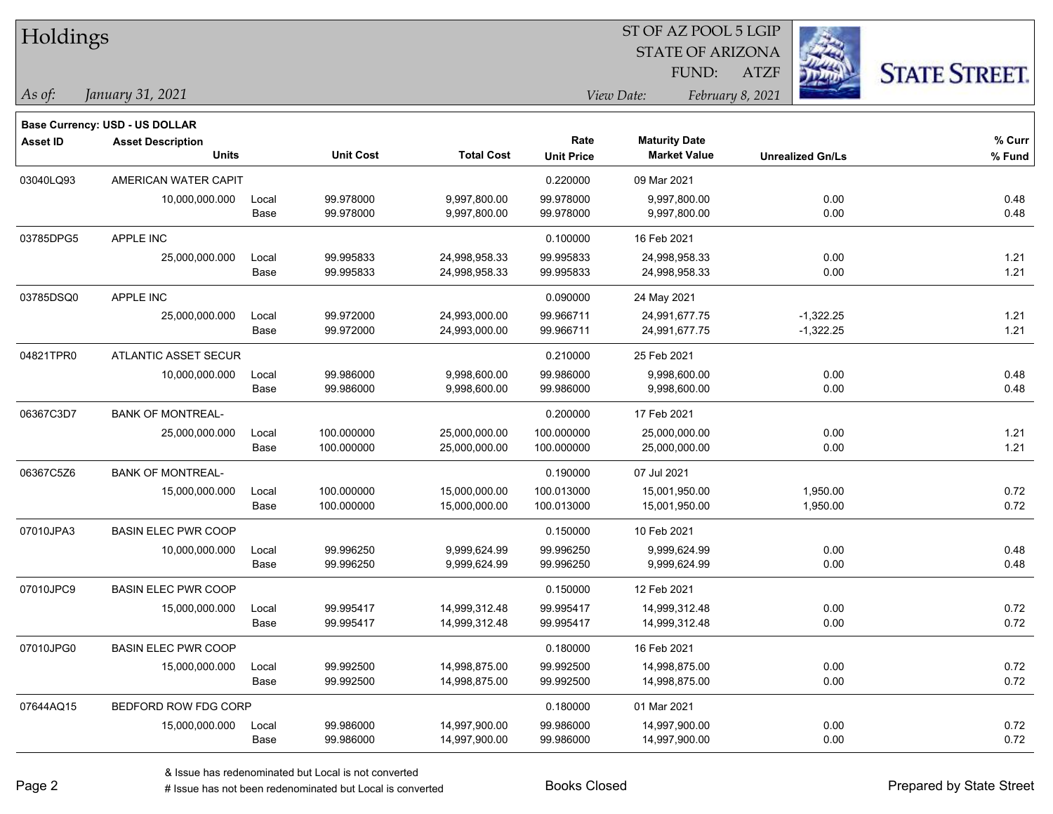# Holdings

ST OF AZ POOL 5 LGIP
STATE OF ARIZONA
FUND: ATZF

*As of:* *January 31, 2021*

*View Date:* *February 8, 2021*

**Base Currency: USD - US DOLLAR**

| Asset ID | Asset Description / Units | | Unit Cost | Total Cost | Rate / Unit Price | Maturity Date / Market Value | Unrealized Gn/Ls | % Curr / % Fund |
|---|---|---|---|---|---|---|---|---|
| 03040LQ93 | AMERICAN WATER CAPIT | | | | 0.220000 | 09 Mar 2021 | | |
| | 10,000,000.000 | Local | 99.978000 | 9,997,800.00 | 99.978000 | 9,997,800.00 | 0.00 | 0.48 |
| | | Base | 99.978000 | 9,997,800.00 | 99.978000 | 9,997,800.00 | 0.00 | 0.48 |
| 03785DPG5 | APPLE INC | | | | 0.100000 | 16 Feb 2021 | | |
| | 25,000,000.000 | Local | 99.995833 | 24,998,958.33 | 99.995833 | 24,998,958.33 | 0.00 | 1.21 |
| | | Base | 99.995833 | 24,998,958.33 | 99.995833 | 24,998,958.33 | 0.00 | 1.21 |
| 03785DSQ0 | APPLE INC | | | | 0.090000 | 24 May 2021 | | |
| | 25,000,000.000 | Local | 99.972000 | 24,993,000.00 | 99.966711 | 24,991,677.75 | -1,322.25 | 1.21 |
| | | Base | 99.972000 | 24,993,000.00 | 99.966711 | 24,991,677.75 | -1,322.25 | 1.21 |
| 04821TPR0 | ATLANTIC ASSET SECUR | | | | 0.210000 | 25 Feb 2021 | | |
| | 10,000,000.000 | Local | 99.986000 | 9,998,600.00 | 99.986000 | 9,998,600.00 | 0.00 | 0.48 |
| | | Base | 99.986000 | 9,998,600.00 | 99.986000 | 9,998,600.00 | 0.00 | 0.48 |
| 06367C3D7 | BANK OF MONTREAL- | | | | 0.200000 | 17 Feb 2021 | | |
| | 25,000,000.000 | Local | 100.000000 | 25,000,000.00 | 100.000000 | 25,000,000.00 | 0.00 | 1.21 |
| | | Base | 100.000000 | 25,000,000.00 | 100.000000 | 25,000,000.00 | 0.00 | 1.21 |
| 06367C5Z6 | BANK OF MONTREAL- | | | | 0.190000 | 07 Jul 2021 | | |
| | 15,000,000.000 | Local | 100.000000 | 15,000,000.00 | 100.013000 | 15,001,950.00 | 1,950.00 | 0.72 |
| | | Base | 100.000000 | 15,000,000.00 | 100.013000 | 15,001,950.00 | 1,950.00 | 0.72 |
| 07010JPA3 | BASIN ELEC PWR COOP | | | | 0.150000 | 10 Feb 2021 | | |
| | 10,000,000.000 | Local | 99.996250 | 9,999,624.99 | 99.996250 | 9,999,624.99 | 0.00 | 0.48 |
| | | Base | 99.996250 | 9,999,624.99 | 99.996250 | 9,999,624.99 | 0.00 | 0.48 |
| 07010JPC9 | BASIN ELEC PWR COOP | | | | 0.150000 | 12 Feb 2021 | | |
| | 15,000,000.000 | Local | 99.995417 | 14,999,312.48 | 99.995417 | 14,999,312.48 | 0.00 | 0.72 |
| | | Base | 99.995417 | 14,999,312.48 | 99.995417 | 14,999,312.48 | 0.00 | 0.72 |
| 07010JPG0 | BASIN ELEC PWR COOP | | | | 0.180000 | 16 Feb 2021 | | |
| | 15,000,000.000 | Local | 99.992500 | 14,998,875.00 | 99.992500 | 14,998,875.00 | 0.00 | 0.72 |
| | | Base | 99.992500 | 14,998,875.00 | 99.992500 | 14,998,875.00 | 0.00 | 0.72 |
| 07644AQ15 | BEDFORD ROW FDG CORP | | | | 0.180000 | 01 Mar 2021 | | |
| | 15,000,000.000 | Local | 99.986000 | 14,997,900.00 | 99.986000 | 14,997,900.00 | 0.00 | 0.72 |
| | | Base | 99.986000 | 14,997,900.00 | 99.986000 | 14,997,900.00 | 0.00 | 0.72 |

& Issue has redenominated but Local is not converted
# Issue has not been redenominated but Local is converted

Books Closed

Prepared by State Street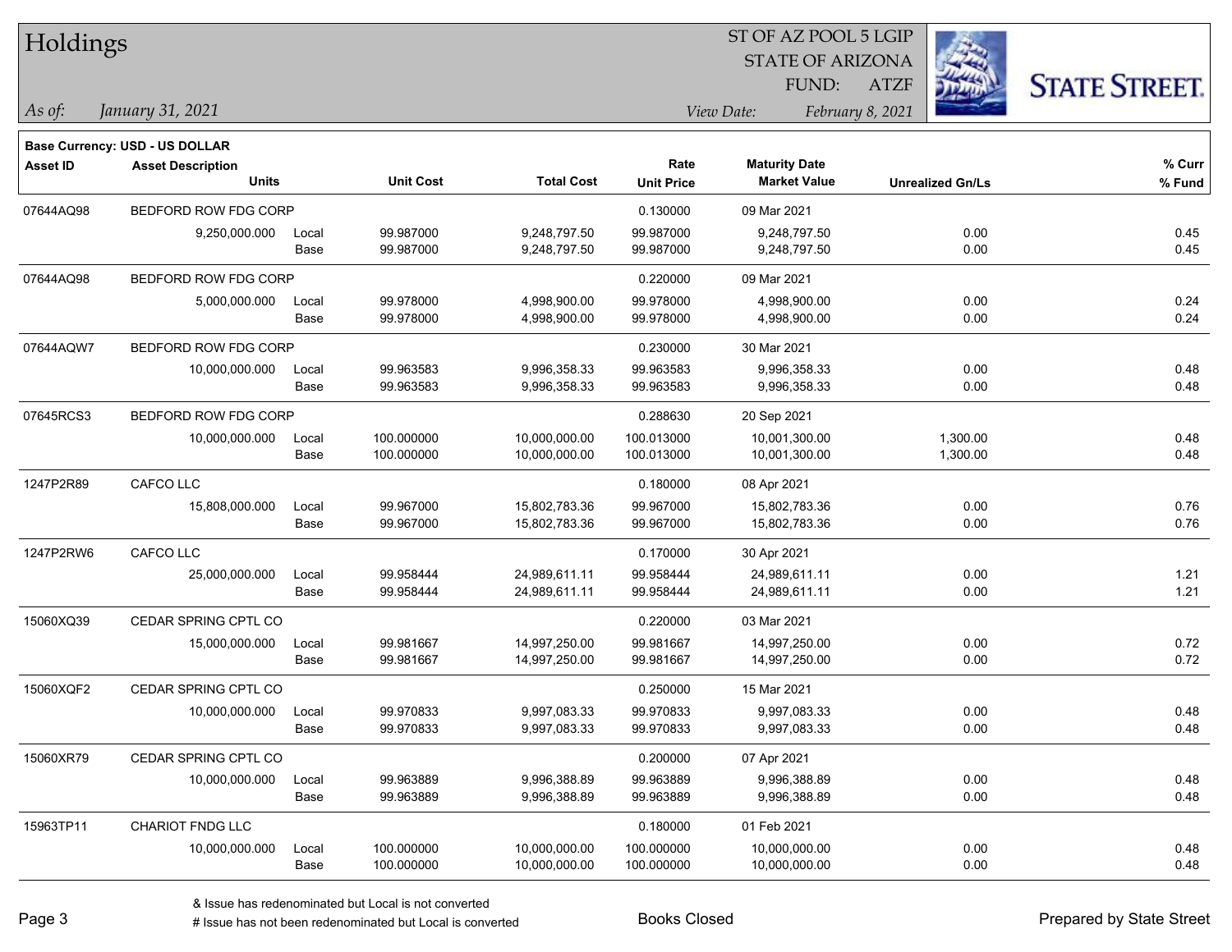# Holdings

ST OF AZ POOL 5 LGIP
STATE OF ARIZONA
FUND: ATZF

*As of: January 31, 2021*

*View Date: February 8, 2021*

**Base Currency: USD - US DOLLAR**

| Asset ID | Asset Description / Units | | Unit Cost | Total Cost | Rate / Unit Price | Maturity Date / Market Value | Unrealized Gn/Ls | % Curr / % Fund |
|---|---|---|---|---|---|---|---|---|
| 07644AQ98 | BEDFORD ROW FDG CORP | | | | 0.130000 | 09 Mar 2021 | | |
| | 9,250,000.000 | Local | 99.987000 | 9,248,797.50 | 99.987000 | 9,248,797.50 | 0.00 | 0.45 |
| | | Base | 99.987000 | 9,248,797.50 | 99.987000 | 9,248,797.50 | 0.00 | 0.45 |
| 07644AQ98 | BEDFORD ROW FDG CORP | | | | 0.220000 | 09 Mar 2021 | | |
| | 5,000,000.000 | Local | 99.978000 | 4,998,900.00 | 99.978000 | 4,998,900.00 | 0.00 | 0.24 |
| | | Base | 99.978000 | 4,998,900.00 | 99.978000 | 4,998,900.00 | 0.00 | 0.24 |
| 07644AQW7 | BEDFORD ROW FDG CORP | | | | 0.230000 | 30 Mar 2021 | | |
| | 10,000,000.000 | Local | 99.963583 | 9,996,358.33 | 99.963583 | 9,996,358.33 | 0.00 | 0.48 |
| | | Base | 99.963583 | 9,996,358.33 | 99.963583 | 9,996,358.33 | 0.00 | 0.48 |
| 07645RCS3 | BEDFORD ROW FDG CORP | | | | 0.288630 | 20 Sep 2021 | | |
| | 10,000,000.000 | Local | 100.000000 | 10,000,000.00 | 100.013000 | 10,001,300.00 | 1,300.00 | 0.48 |
| | | Base | 100.000000 | 10,000,000.00 | 100.013000 | 10,001,300.00 | 1,300.00 | 0.48 |
| 1247P2R89 | CAFCO LLC | | | | 0.180000 | 08 Apr 2021 | | |
| | 15,808,000.000 | Local | 99.967000 | 15,802,783.36 | 99.967000 | 15,802,783.36 | 0.00 | 0.76 |
| | | Base | 99.967000 | 15,802,783.36 | 99.967000 | 15,802,783.36 | 0.00 | 0.76 |
| 1247P2RW6 | CAFCO LLC | | | | 0.170000 | 30 Apr 2021 | | |
| | 25,000,000.000 | Local | 99.958444 | 24,989,611.11 | 99.958444 | 24,989,611.11 | 0.00 | 1.21 |
| | | Base | 99.958444 | 24,989,611.11 | 99.958444 | 24,989,611.11 | 0.00 | 1.21 |
| 15060XQ39 | CEDAR SPRING CPTL CO | | | | 0.220000 | 03 Mar 2021 | | |
| | 15,000,000.000 | Local | 99.981667 | 14,997,250.00 | 99.981667 | 14,997,250.00 | 0.00 | 0.72 |
| | | Base | 99.981667 | 14,997,250.00 | 99.981667 | 14,997,250.00 | 0.00 | 0.72 |
| 15060XQF2 | CEDAR SPRING CPTL CO | | | | 0.250000 | 15 Mar 2021 | | |
| | 10,000,000.000 | Local | 99.970833 | 9,997,083.33 | 99.970833 | 9,997,083.33 | 0.00 | 0.48 |
| | | Base | 99.970833 | 9,997,083.33 | 99.970833 | 9,997,083.33 | 0.00 | 0.48 |
| 15060XR79 | CEDAR SPRING CPTL CO | | | | 0.200000 | 07 Apr 2021 | | |
| | 10,000,000.000 | Local | 99.963889 | 9,996,388.89 | 99.963889 | 9,996,388.89 | 0.00 | 0.48 |
| | | Base | 99.963889 | 9,996,388.89 | 99.963889 | 9,996,388.89 | 0.00 | 0.48 |
| 15963TP11 | CHARIOT FNDG LLC | | | | 0.180000 | 01 Feb 2021 | | |
| | 10,000,000.000 | Local | 100.000000 | 10,000,000.00 | 100.000000 | 10,000,000.00 | 0.00 | 0.48 |
| | | Base | 100.000000 | 10,000,000.00 | 100.000000 | 10,000,000.00 | 0.00 | 0.48 |

& Issue has redenominated but Local is not converted
# Issue has not been redenominated but Local is converted

Books Closed

Prepared by State Street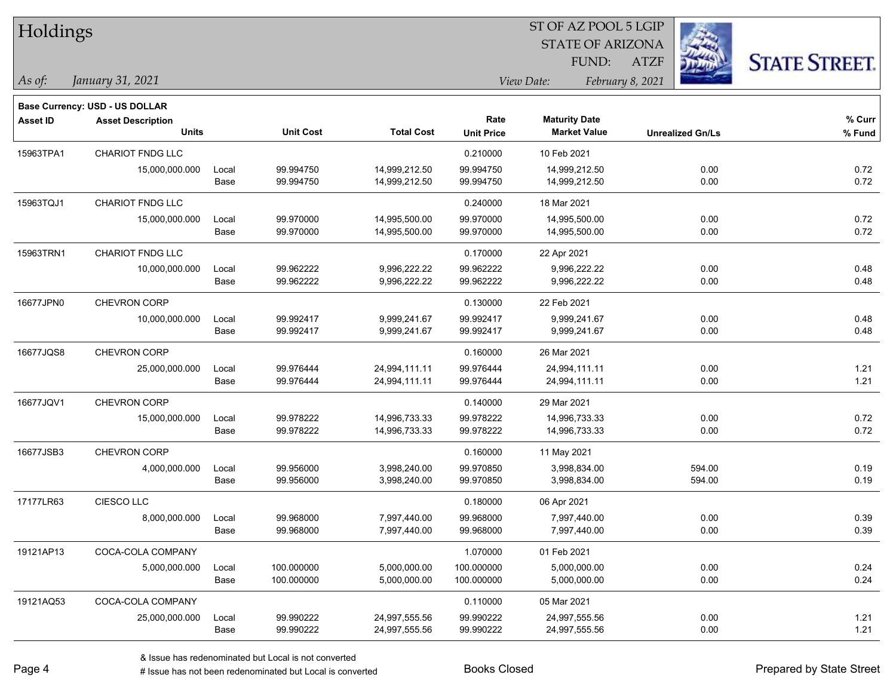# Holdings

ST OF AZ POOL 5 LGIP
STATE OF ARIZONA
FUND: ATZF

*As of: January 31, 2021*

*View Date: February 8, 2021*

**Base Currency: USD - US DOLLAR**

| Asset ID | Asset Description / Units | | Unit Cost | Total Cost | Rate / Unit Price | Maturity Date / Market Value | Unrealized Gn/Ls | % Curr / % Fund |
|---|---|---|---|---|---|---|---|---|
| 15963TPA1 | CHARIOT FNDG LLC | | | | 0.210000 | 10 Feb 2021 | | |
| | 15,000,000.000 | Local | 99.994750 | 14,999,212.50 | 99.994750 | 14,999,212.50 | 0.00 | 0.72 |
| | | Base | 99.994750 | 14,999,212.50 | 99.994750 | 14,999,212.50 | 0.00 | 0.72 |
| 15963TQJ1 | CHARIOT FNDG LLC | | | | 0.240000 | 18 Mar 2021 | | |
| | 15,000,000.000 | Local | 99.970000 | 14,995,500.00 | 99.970000 | 14,995,500.00 | 0.00 | 0.72 |
| | | Base | 99.970000 | 14,995,500.00 | 99.970000 | 14,995,500.00 | 0.00 | 0.72 |
| 15963TRN1 | CHARIOT FNDG LLC | | | | 0.170000 | 22 Apr 2021 | | |
| | 10,000,000.000 | Local | 99.962222 | 9,996,222.22 | 99.962222 | 9,996,222.22 | 0.00 | 0.48 |
| | | Base | 99.962222 | 9,996,222.22 | 99.962222 | 9,996,222.22 | 0.00 | 0.48 |
| 16677JPN0 | CHEVRON CORP | | | | 0.130000 | 22 Feb 2021 | | |
| | 10,000,000.000 | Local | 99.992417 | 9,999,241.67 | 99.992417 | 9,999,241.67 | 0.00 | 0.48 |
| | | Base | 99.992417 | 9,999,241.67 | 99.992417 | 9,999,241.67 | 0.00 | 0.48 |
| 16677JQS8 | CHEVRON CORP | | | | 0.160000 | 26 Mar 2021 | | |
| | 25,000,000.000 | Local | 99.976444 | 24,994,111.11 | 99.976444 | 24,994,111.11 | 0.00 | 1.21 |
| | | Base | 99.976444 | 24,994,111.11 | 99.976444 | 24,994,111.11 | 0.00 | 1.21 |
| 16677JQV1 | CHEVRON CORP | | | | 0.140000 | 29 Mar 2021 | | |
| | 15,000,000.000 | Local | 99.978222 | 14,996,733.33 | 99.978222 | 14,996,733.33 | 0.00 | 0.72 |
| | | Base | 99.978222 | 14,996,733.33 | 99.978222 | 14,996,733.33 | 0.00 | 0.72 |
| 16677JSB3 | CHEVRON CORP | | | | 0.160000 | 11 May 2021 | | |
| | 4,000,000.000 | Local | 99.956000 | 3,998,240.00 | 99.970850 | 3,998,834.00 | 594.00 | 0.19 |
| | | Base | 99.956000 | 3,998,240.00 | 99.970850 | 3,998,834.00 | 594.00 | 0.19 |
| 17177LR63 | CIESCO LLC | | | | 0.180000 | 06 Apr 2021 | | |
| | 8,000,000.000 | Local | 99.968000 | 7,997,440.00 | 99.968000 | 7,997,440.00 | 0.00 | 0.39 |
| | | Base | 99.968000 | 7,997,440.00 | 99.968000 | 7,997,440.00 | 0.00 | 0.39 |
| 19121AP13 | COCA-COLA COMPANY | | | | 1.070000 | 01 Feb 2021 | | |
| | 5,000,000.000 | Local | 100.000000 | 5,000,000.00 | 100.000000 | 5,000,000.00 | 0.00 | 0.24 |
| | | Base | 100.000000 | 5,000,000.00 | 100.000000 | 5,000,000.00 | 0.00 | 0.24 |
| 19121AQ53 | COCA-COLA COMPANY | | | | 0.110000 | 05 Mar 2021 | | |
| | 25,000,000.000 | Local | 99.990222 | 24,997,555.56 | 99.990222 | 24,997,555.56 | 0.00 | 1.21 |
| | | Base | 99.990222 | 24,997,555.56 | 99.990222 | 24,997,555.56 | 0.00 | 1.21 |

& Issue has redenominated but Local is not converted

# Issue has not been redenominated but Local is converted

Books Closed

Prepared by State Street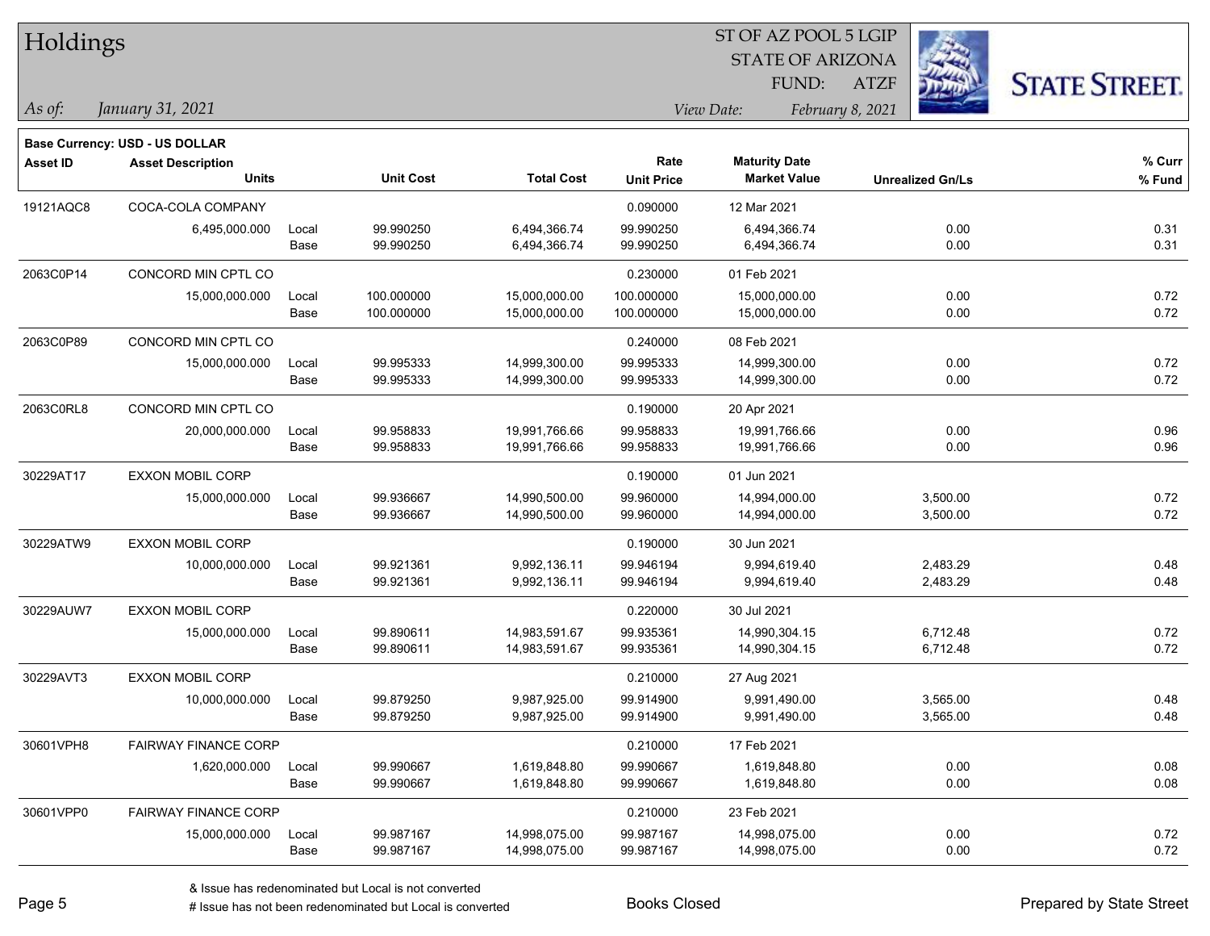# Holdings

ST OF AZ POOL 5 LGIP
STATE OF ARIZONA
FUND: ATZF

*As of: January 31, 2021*

*View Date: February 8, 2021*

**Base Currency: USD - US DOLLAR**

| Asset ID | Asset Description / Units | | Unit Cost | Total Cost | Rate / Unit Price | Maturity Date / Market Value | Unrealized Gn/Ls | % Curr / % Fund |
|---|---|---|---|---|---|---|---|---|
| 19121AQC8 | COCA-COLA COMPANY | | | | 0.090000 | 12 Mar 2021 | | |
| | 6,495,000.000 | Local | 99.990250 | 6,494,366.74 | 99.990250 | 6,494,366.74 | 0.00 | 0.31 |
| | | Base | 99.990250 | 6,494,366.74 | 99.990250 | 6,494,366.74 | 0.00 | 0.31 |
| 2063C0P14 | CONCORD MIN CPTL CO | | | | 0.230000 | 01 Feb 2021 | | |
| | 15,000,000.000 | Local | 100.000000 | 15,000,000.00 | 100.000000 | 15,000,000.00 | 0.00 | 0.72 |
| | | Base | 100.000000 | 15,000,000.00 | 100.000000 | 15,000,000.00 | 0.00 | 0.72 |
| 2063C0P89 | CONCORD MIN CPTL CO | | | | 0.240000 | 08 Feb 2021 | | |
| | 15,000,000.000 | Local | 99.995333 | 14,999,300.00 | 99.995333 | 14,999,300.00 | 0.00 | 0.72 |
| | | Base | 99.995333 | 14,999,300.00 | 99.995333 | 14,999,300.00 | 0.00 | 0.72 |
| 2063C0RL8 | CONCORD MIN CPTL CO | | | | 0.190000 | 20 Apr 2021 | | |
| | 20,000,000.000 | Local | 99.958833 | 19,991,766.66 | 99.958833 | 19,991,766.66 | 0.00 | 0.96 |
| | | Base | 99.958833 | 19,991,766.66 | 99.958833 | 19,991,766.66 | 0.00 | 0.96 |
| 30229AT17 | EXXON MOBIL CORP | | | | 0.190000 | 01 Jun 2021 | | |
| | 15,000,000.000 | Local | 99.936667 | 14,990,500.00 | 99.960000 | 14,994,000.00 | 3,500.00 | 0.72 |
| | | Base | 99.936667 | 14,990,500.00 | 99.960000 | 14,994,000.00 | 3,500.00 | 0.72 |
| 30229ATW9 | EXXON MOBIL CORP | | | | 0.190000 | 30 Jun 2021 | | |
| | 10,000,000.000 | Local | 99.921361 | 9,992,136.11 | 99.946194 | 9,994,619.40 | 2,483.29 | 0.48 |
| | | Base | 99.921361 | 9,992,136.11 | 99.946194 | 9,994,619.40 | 2,483.29 | 0.48 |
| 30229AUW7 | EXXON MOBIL CORP | | | | 0.220000 | 30 Jul 2021 | | |
| | 15,000,000.000 | Local | 99.890611 | 14,983,591.67 | 99.935361 | 14,990,304.15 | 6,712.48 | 0.72 |
| | | Base | 99.890611 | 14,983,591.67 | 99.935361 | 14,990,304.15 | 6,712.48 | 0.72 |
| 30229AVT3 | EXXON MOBIL CORP | | | | 0.210000 | 27 Aug 2021 | | |
| | 10,000,000.000 | Local | 99.879250 | 9,987,925.00 | 99.914900 | 9,991,490.00 | 3,565.00 | 0.48 |
| | | Base | 99.879250 | 9,987,925.00 | 99.914900 | 9,991,490.00 | 3,565.00 | 0.48 |
| 30601VPH8 | FAIRWAY FINANCE CORP | | | | 0.210000 | 17 Feb 2021 | | |
| | 1,620,000.000 | Local | 99.990667 | 1,619,848.80 | 99.990667 | 1,619,848.80 | 0.00 | 0.08 |
| | | Base | 99.990667 | 1,619,848.80 | 99.990667 | 1,619,848.80 | 0.00 | 0.08 |
| 30601VPP0 | FAIRWAY FINANCE CORP | | | | 0.210000 | 23 Feb 2021 | | |
| | 15,000,000.000 | Local | 99.987167 | 14,998,075.00 | 99.987167 | 14,998,075.00 | 0.00 | 0.72 |
| | | Base | 99.987167 | 14,998,075.00 | 99.987167 | 14,998,075.00 | 0.00 | 0.72 |

& Issue has redenominated but Local is not converted
# Issue has not been redenominated but Local is converted

Books Closed

Prepared by State Street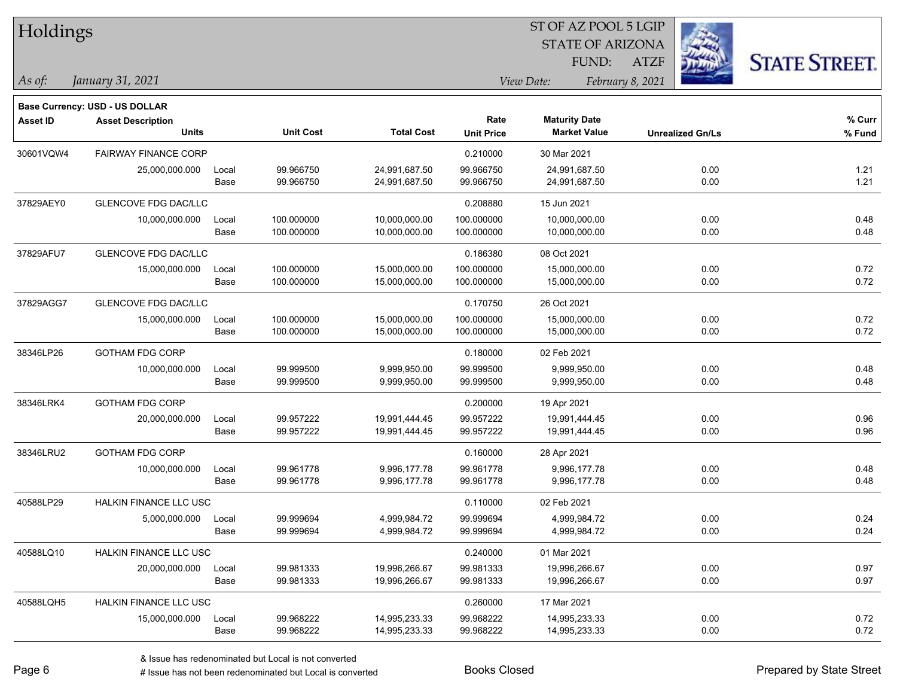# Holdings

ST OF AZ POOL 5 LGIP
STATE OF ARIZONA
FUND: ATZF

*As of:* *January 31, 2021*
*View Date:* *February 8, 2021*

**Base Currency: USD - US DOLLAR**

| Asset ID | Asset Description / Units | | Unit Cost | Total Cost | Rate / Unit Price | Maturity Date / Market Value | Unrealized Gn/Ls | % Curr / % Fund |
|---|---|---|---|---|---|---|---|---|
| 30601VQW4 | FAIRWAY FINANCE CORP | | | | 0.210000 | 30 Mar 2021 | | |
| | 25,000,000.000 | Local | 99.966750 | 24,991,687.50 | 99.966750 | 24,991,687.50 | 0.00 | 1.21 |
| | | Base | 99.966750 | 24,991,687.50 | 99.966750 | 24,991,687.50 | 0.00 | 1.21 |
| 37829AEY0 | GLENCOVE FDG DAC/LLC | | | | 0.208880 | 15 Jun 2021 | | |
| | 10,000,000.000 | Local | 100.000000 | 10,000,000.00 | 100.000000 | 10,000,000.00 | 0.00 | 0.48 |
| | | Base | 100.000000 | 10,000,000.00 | 100.000000 | 10,000,000.00 | 0.00 | 0.48 |
| 37829AFU7 | GLENCOVE FDG DAC/LLC | | | | 0.186380 | 08 Oct 2021 | | |
| | 15,000,000.000 | Local | 100.000000 | 15,000,000.00 | 100.000000 | 15,000,000.00 | 0.00 | 0.72 |
| | | Base | 100.000000 | 15,000,000.00 | 100.000000 | 15,000,000.00 | 0.00 | 0.72 |
| 37829AGG7 | GLENCOVE FDG DAC/LLC | | | | 0.170750 | 26 Oct 2021 | | |
| | 15,000,000.000 | Local | 100.000000 | 15,000,000.00 | 100.000000 | 15,000,000.00 | 0.00 | 0.72 |
| | | Base | 100.000000 | 15,000,000.00 | 100.000000 | 15,000,000.00 | 0.00 | 0.72 |
| 38346LP26 | GOTHAM FDG CORP | | | | 0.180000 | 02 Feb 2021 | | |
| | 10,000,000.000 | Local | 99.999500 | 9,999,950.00 | 99.999500 | 9,999,950.00 | 0.00 | 0.48 |
| | | Base | 99.999500 | 9,999,950.00 | 99.999500 | 9,999,950.00 | 0.00 | 0.48 |
| 38346LRK4 | GOTHAM FDG CORP | | | | 0.200000 | 19 Apr 2021 | | |
| | 20,000,000.000 | Local | 99.957222 | 19,991,444.45 | 99.957222 | 19,991,444.45 | 0.00 | 0.96 |
| | | Base | 99.957222 | 19,991,444.45 | 99.957222 | 19,991,444.45 | 0.00 | 0.96 |
| 38346LRU2 | GOTHAM FDG CORP | | | | 0.160000 | 28 Apr 2021 | | |
| | 10,000,000.000 | Local | 99.961778 | 9,996,177.78 | 99.961778 | 9,996,177.78 | 0.00 | 0.48 |
| | | Base | 99.961778 | 9,996,177.78 | 99.961778 | 9,996,177.78 | 0.00 | 0.48 |
| 40588LP29 | HALKIN FINANCE LLC USC | | | | 0.110000 | 02 Feb 2021 | | |
| | 5,000,000.000 | Local | 99.999694 | 4,999,984.72 | 99.999694 | 4,999,984.72 | 0.00 | 0.24 |
| | | Base | 99.999694 | 4,999,984.72 | 99.999694 | 4,999,984.72 | 0.00 | 0.24 |
| 40588LQ10 | HALKIN FINANCE LLC USC | | | | 0.240000 | 01 Mar 2021 | | |
| | 20,000,000.000 | Local | 99.981333 | 19,996,266.67 | 99.981333 | 19,996,266.67 | 0.00 | 0.97 |
| | | Base | 99.981333 | 19,996,266.67 | 99.981333 | 19,996,266.67 | 0.00 | 0.97 |
| 40588LQH5 | HALKIN FINANCE LLC USC | | | | 0.260000 | 17 Mar 2021 | | |
| | 15,000,000.000 | Local | 99.968222 | 14,995,233.33 | 99.968222 | 14,995,233.33 | 0.00 | 0.72 |
| | | Base | 99.968222 | 14,995,233.33 | 99.968222 | 14,995,233.33 | 0.00 | 0.72 |

& Issue has redenominated but Local is not converted
# Issue has not been redenominated but Local is converted

Books Closed

Prepared by State Street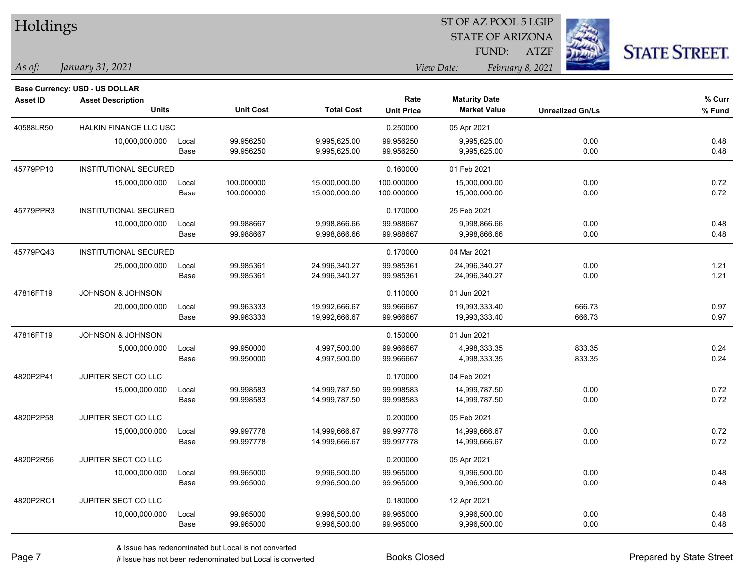# Holdings

ST OF AZ POOL 5 LGIP
STATE OF ARIZONA
FUND: ATZF

*As of: January 31, 2021*

*View Date: February 8, 2021*

**Base Currency: USD - US DOLLAR**

| Asset ID | Asset Description / Units | | Unit Cost | Total Cost | Rate / Unit Price | Maturity Date / Market Value | Unrealized Gn/Ls | % Curr / % Fund |
|---|---|---|---|---|---|---|---|---|
| 40588LR50 | HALKIN FINANCE LLC USC | | | | 0.250000 | 05 Apr 2021 | | |
| | 10,000,000.000 | Local | 99.956250 | 9,995,625.00 | 99.956250 | 9,995,625.00 | 0.00 | 0.48 |
| | | Base | 99.956250 | 9,995,625.00 | 99.956250 | 9,995,625.00 | 0.00 | 0.48 |
| 45779PP10 | INSTITUTIONAL SECURED | | | | 0.160000 | 01 Feb 2021 | | |
| | 15,000,000.000 | Local | 100.000000 | 15,000,000.00 | 100.000000 | 15,000,000.00 | 0.00 | 0.72 |
| | | Base | 100.000000 | 15,000,000.00 | 100.000000 | 15,000,000.00 | 0.00 | 0.72 |
| 45779PPR3 | INSTITUTIONAL SECURED | | | | 0.170000 | 25 Feb 2021 | | |
| | 10,000,000.000 | Local | 99.988667 | 9,998,866.66 | 99.988667 | 9,998,866.66 | 0.00 | 0.48 |
| | | Base | 99.988667 | 9,998,866.66 | 99.988667 | 9,998,866.66 | 0.00 | 0.48 |
| 45779PQ43 | INSTITUTIONAL SECURED | | | | 0.170000 | 04 Mar 2021 | | |
| | 25,000,000.000 | Local | 99.985361 | 24,996,340.27 | 99.985361 | 24,996,340.27 | 0.00 | 1.21 |
| | | Base | 99.985361 | 24,996,340.27 | 99.985361 | 24,996,340.27 | 0.00 | 1.21 |
| 47816FT19 | JOHNSON & JOHNSON | | | | 0.110000 | 01 Jun 2021 | | |
| | 20,000,000.000 | Local | 99.963333 | 19,992,666.67 | 99.966667 | 19,993,333.40 | 666.73 | 0.97 |
| | | Base | 99.963333 | 19,992,666.67 | 99.966667 | 19,993,333.40 | 666.73 | 0.97 |
| 47816FT19 | JOHNSON & JOHNSON | | | | 0.150000 | 01 Jun 2021 | | |
| | 5,000,000.000 | Local | 99.950000 | 4,997,500.00 | 99.966667 | 4,998,333.35 | 833.35 | 0.24 |
| | | Base | 99.950000 | 4,997,500.00 | 99.966667 | 4,998,333.35 | 833.35 | 0.24 |
| 4820P2P41 | JUPITER SECT CO LLC | | | | 0.170000 | 04 Feb 2021 | | |
| | 15,000,000.000 | Local | 99.998583 | 14,999,787.50 | 99.998583 | 14,999,787.50 | 0.00 | 0.72 |
| | | Base | 99.998583 | 14,999,787.50 | 99.998583 | 14,999,787.50 | 0.00 | 0.72 |
| 4820P2P58 | JUPITER SECT CO LLC | | | | 0.200000 | 05 Feb 2021 | | |
| | 15,000,000.000 | Local | 99.997778 | 14,999,666.67 | 99.997778 | 14,999,666.67 | 0.00 | 0.72 |
| | | Base | 99.997778 | 14,999,666.67 | 99.997778 | 14,999,666.67 | 0.00 | 0.72 |
| 4820P2R56 | JUPITER SECT CO LLC | | | | 0.200000 | 05 Apr 2021 | | |
| | 10,000,000.000 | Local | 99.965000 | 9,996,500.00 | 99.965000 | 9,996,500.00 | 0.00 | 0.48 |
| | | Base | 99.965000 | 9,996,500.00 | 99.965000 | 9,996,500.00 | 0.00 | 0.48 |
| 4820P2RC1 | JUPITER SECT CO LLC | | | | 0.180000 | 12 Apr 2021 | | |
| | 10,000,000.000 | Local | 99.965000 | 9,996,500.00 | 99.965000 | 9,996,500.00 | 0.00 | 0.48 |
| | | Base | 99.965000 | 9,996,500.00 | 99.965000 | 9,996,500.00 | 0.00 | 0.48 |

& Issue has redenominated but Local is not converted
# Issue has not been redenominated but Local is converted

Books Closed

Prepared by State Street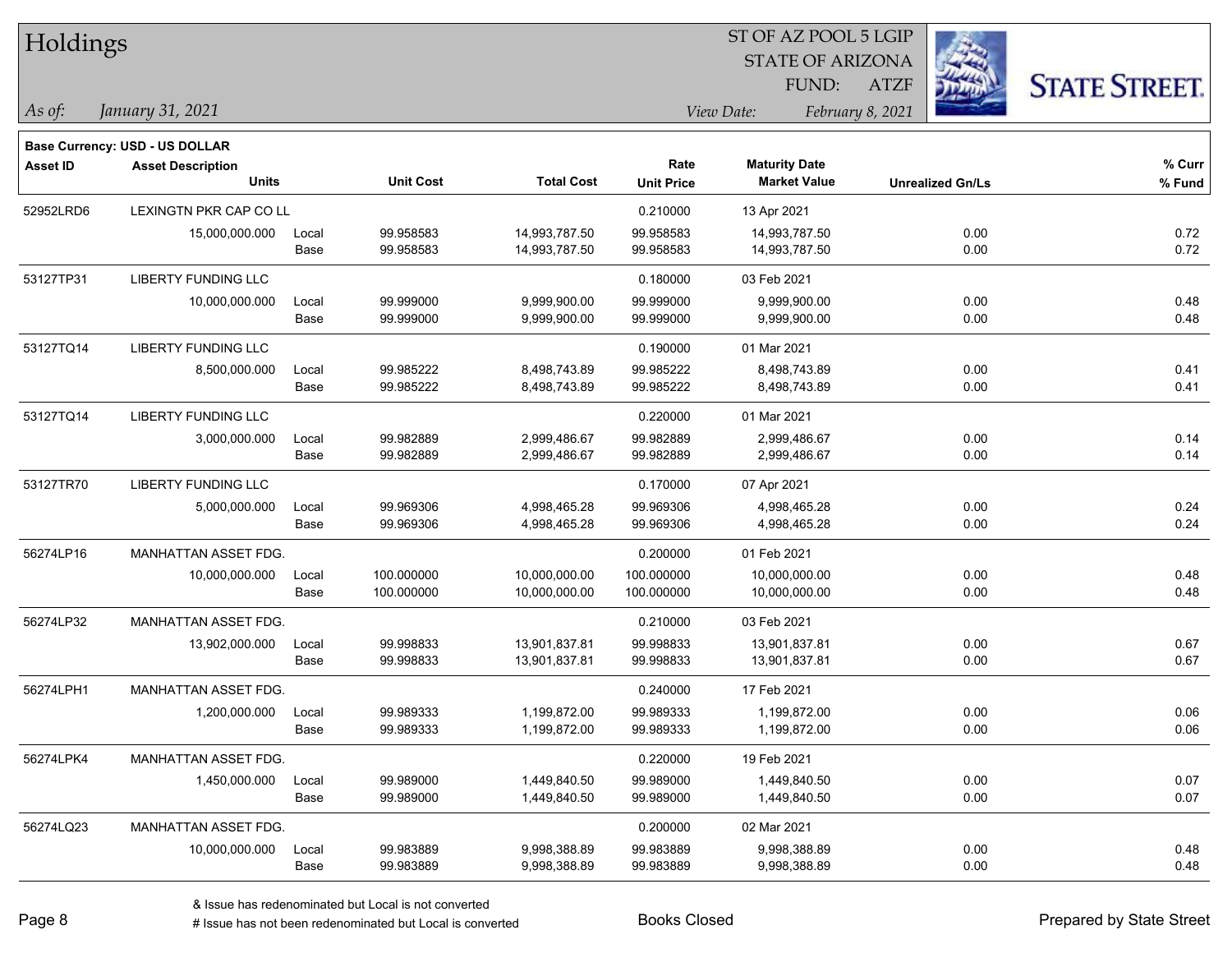# Holdings

ST OF AZ POOL 5 LGIP
STATE OF ARIZONA
FUND: ATZF

*As of:* *January 31, 2021*

*View Date:* *February 8, 2021*

**Base Currency: USD - US DOLLAR**

| Asset ID | Asset Description / Units | | Unit Cost | Total Cost | Rate / Unit Price | Maturity Date / Market Value | Unrealized Gn/Ls | % Curr / % Fund |
|---|---|---|---|---|---|---|---|---|
| 52952LRD6 | LEXINGTN PKR CAP CO LL | | | | 0.210000 | 13 Apr 2021 | | |
| | 15,000,000.000 | Local | 99.958583 | 14,993,787.50 | 99.958583 | 14,993,787.50 | 0.00 | 0.72 |
| | | Base | 99.958583 | 14,993,787.50 | 99.958583 | 14,993,787.50 | 0.00 | 0.72 |
| 53127TP31 | LIBERTY FUNDING LLC | | | | 0.180000 | 03 Feb 2021 | | |
| | 10,000,000.000 | Local | 99.999000 | 9,999,900.00 | 99.999000 | 9,999,900.00 | 0.00 | 0.48 |
| | | Base | 99.999000 | 9,999,900.00 | 99.999000 | 9,999,900.00 | 0.00 | 0.48 |
| 53127TQ14 | LIBERTY FUNDING LLC | | | | 0.190000 | 01 Mar 2021 | | |
| | 8,500,000.000 | Local | 99.985222 | 8,498,743.89 | 99.985222 | 8,498,743.89 | 0.00 | 0.41 |
| | | Base | 99.985222 | 8,498,743.89 | 99.985222 | 8,498,743.89 | 0.00 | 0.41 |
| 53127TQ14 | LIBERTY FUNDING LLC | | | | 0.220000 | 01 Mar 2021 | | |
| | 3,000,000.000 | Local | 99.982889 | 2,999,486.67 | 99.982889 | 2,999,486.67 | 0.00 | 0.14 |
| | | Base | 99.982889 | 2,999,486.67 | 99.982889 | 2,999,486.67 | 0.00 | 0.14 |
| 53127TR70 | LIBERTY FUNDING LLC | | | | 0.170000 | 07 Apr 2021 | | |
| | 5,000,000.000 | Local | 99.969306 | 4,998,465.28 | 99.969306 | 4,998,465.28 | 0.00 | 0.24 |
| | | Base | 99.969306 | 4,998,465.28 | 99.969306 | 4,998,465.28 | 0.00 | 0.24 |
| 56274LP16 | MANHATTAN ASSET FDG. | | | | 0.200000 | 01 Feb 2021 | | |
| | 10,000,000.000 | Local | 100.000000 | 10,000,000.00 | 100.000000 | 10,000,000.00 | 0.00 | 0.48 |
| | | Base | 100.000000 | 10,000,000.00 | 100.000000 | 10,000,000.00 | 0.00 | 0.48 |
| 56274LP32 | MANHATTAN ASSET FDG. | | | | 0.210000 | 03 Feb 2021 | | |
| | 13,902,000.000 | Local | 99.998833 | 13,901,837.81 | 99.998833 | 13,901,837.81 | 0.00 | 0.67 |
| | | Base | 99.998833 | 13,901,837.81 | 99.998833 | 13,901,837.81 | 0.00 | 0.67 |
| 56274LPH1 | MANHATTAN ASSET FDG. | | | | 0.240000 | 17 Feb 2021 | | |
| | 1,200,000.000 | Local | 99.989333 | 1,199,872.00 | 99.989333 | 1,199,872.00 | 0.00 | 0.06 |
| | | Base | 99.989333 | 1,199,872.00 | 99.989333 | 1,199,872.00 | 0.00 | 0.06 |
| 56274LPK4 | MANHATTAN ASSET FDG. | | | | 0.220000 | 19 Feb 2021 | | |
| | 1,450,000.000 | Local | 99.989000 | 1,449,840.50 | 99.989000 | 1,449,840.50 | 0.00 | 0.07 |
| | | Base | 99.989000 | 1,449,840.50 | 99.989000 | 1,449,840.50 | 0.00 | 0.07 |
| 56274LQ23 | MANHATTAN ASSET FDG. | | | | 0.200000 | 02 Mar 2021 | | |
| | 10,000,000.000 | Local | 99.983889 | 9,998,388.89 | 99.983889 | 9,998,388.89 | 0.00 | 0.48 |
| | | Base | 99.983889 | 9,998,388.89 | 99.983889 | 9,998,388.89 | 0.00 | 0.48 |

& Issue has redenominated but Local is not converted

# Issue has not been redenominated but Local is converted

Books Closed

Prepared by State Street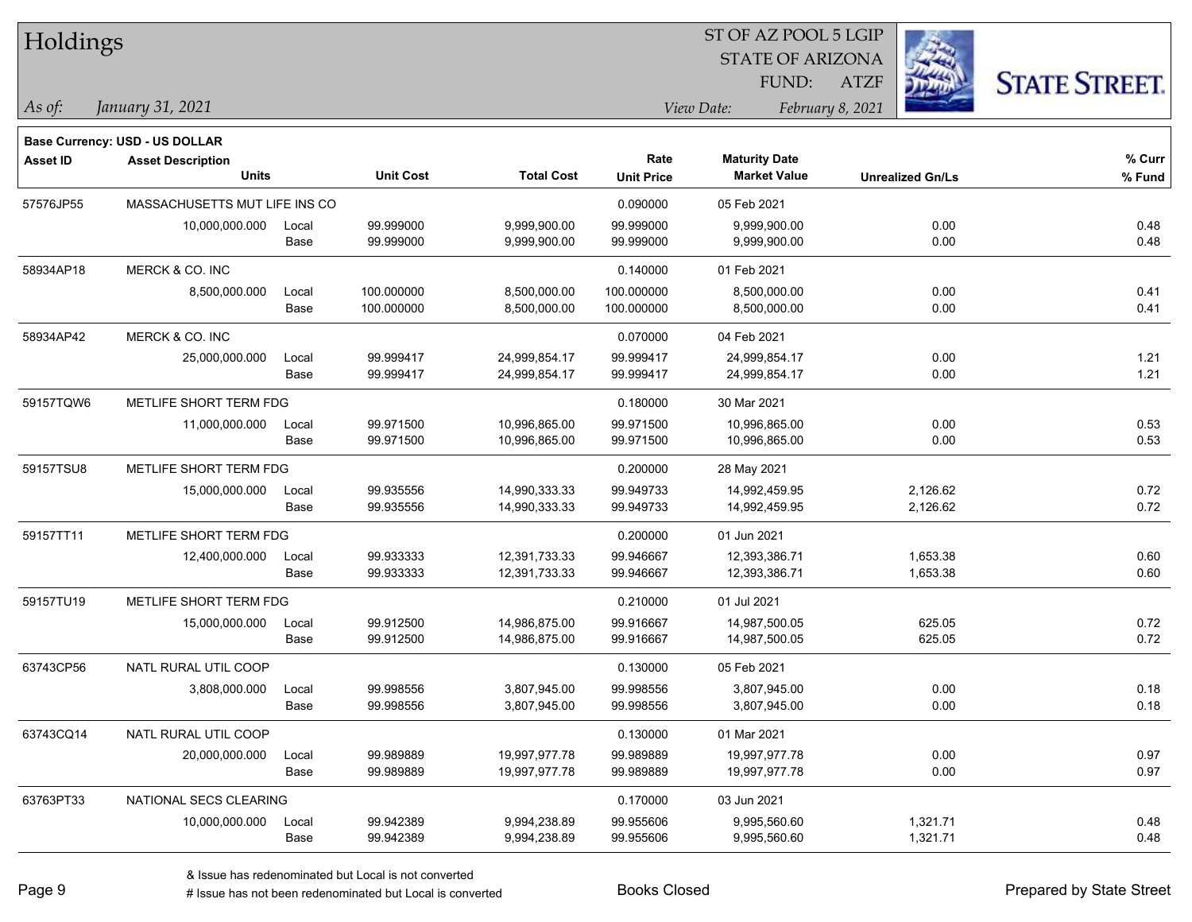# Holdings

ST OF AZ POOL 5 LGIP
STATE OF ARIZONA
FUND: ATZF

*As of: January 31, 2021*

*View Date: February 8, 2021*

**Base Currency: USD - US DOLLAR**

| Asset ID | Asset Description / Units | | Unit Cost | Total Cost | Rate / Unit Price | Maturity Date / Market Value | Unrealized Gn/Ls | % Curr / % Fund |
|---|---|---|---|---|---|---|---|---|
| 57576JP55 | MASSACHUSETTS MUT LIFE INS CO | | | | 0.090000 | 05 Feb 2021 | | |
| | 10,000,000.000 | Local | 99.999000 | 9,999,900.00 | 99.999000 | 9,999,900.00 | 0.00 | 0.48 |
| | | Base | 99.999000 | 9,999,900.00 | 99.999000 | 9,999,900.00 | 0.00 | 0.48 |
| 58934AP18 | MERCK & CO. INC | | | | 0.140000 | 01 Feb 2021 | | |
| | 8,500,000.000 | Local | 100.000000 | 8,500,000.00 | 100.000000 | 8,500,000.00 | 0.00 | 0.41 |
| | | Base | 100.000000 | 8,500,000.00 | 100.000000 | 8,500,000.00 | 0.00 | 0.41 |
| 58934AP42 | MERCK & CO. INC | | | | 0.070000 | 04 Feb 2021 | | |
| | 25,000,000.000 | Local | 99.999417 | 24,999,854.17 | 99.999417 | 24,999,854.17 | 0.00 | 1.21 |
| | | Base | 99.999417 | 24,999,854.17 | 99.999417 | 24,999,854.17 | 0.00 | 1.21 |
| 59157TQW6 | METLIFE SHORT TERM FDG | | | | 0.180000 | 30 Mar 2021 | | |
| | 11,000,000.000 | Local | 99.971500 | 10,996,865.00 | 99.971500 | 10,996,865.00 | 0.00 | 0.53 |
| | | Base | 99.971500 | 10,996,865.00 | 99.971500 | 10,996,865.00 | 0.00 | 0.53 |
| 59157TSU8 | METLIFE SHORT TERM FDG | | | | 0.200000 | 28 May 2021 | | |
| | 15,000,000.000 | Local | 99.935556 | 14,990,333.33 | 99.949733 | 14,992,459.95 | 2,126.62 | 0.72 |
| | | Base | 99.935556 | 14,990,333.33 | 99.949733 | 14,992,459.95 | 2,126.62 | 0.72 |
| 59157TT11 | METLIFE SHORT TERM FDG | | | | 0.200000 | 01 Jun 2021 | | |
| | 12,400,000.000 | Local | 99.933333 | 12,391,733.33 | 99.946667 | 12,393,386.71 | 1,653.38 | 0.60 |
| | | Base | 99.933333 | 12,391,733.33 | 99.946667 | 12,393,386.71 | 1,653.38 | 0.60 |
| 59157TU19 | METLIFE SHORT TERM FDG | | | | 0.210000 | 01 Jul 2021 | | |
| | 15,000,000.000 | Local | 99.912500 | 14,986,875.00 | 99.916667 | 14,987,500.05 | 625.05 | 0.72 |
| | | Base | 99.912500 | 14,986,875.00 | 99.916667 | 14,987,500.05 | 625.05 | 0.72 |
| 63743CP56 | NATL RURAL UTIL COOP | | | | 0.130000 | 05 Feb 2021 | | |
| | 3,808,000.000 | Local | 99.998556 | 3,807,945.00 | 99.998556 | 3,807,945.00 | 0.00 | 0.18 |
| | | Base | 99.998556 | 3,807,945.00 | 99.998556 | 3,807,945.00 | 0.00 | 0.18 |
| 63743CQ14 | NATL RURAL UTIL COOP | | | | 0.130000 | 01 Mar 2021 | | |
| | 20,000,000.000 | Local | 99.989889 | 19,997,977.78 | 99.989889 | 19,997,977.78 | 0.00 | 0.97 |
| | | Base | 99.989889 | 19,997,977.78 | 99.989889 | 19,997,977.78 | 0.00 | 0.97 |
| 63763PT33 | NATIONAL SECS CLEARING | | | | 0.170000 | 03 Jun 2021 | | |
| | 10,000,000.000 | Local | 99.942389 | 9,994,238.89 | 99.955606 | 9,995,560.60 | 1,321.71 | 0.48 |
| | | Base | 99.942389 | 9,994,238.89 | 99.955606 | 9,995,560.60 | 1,321.71 | 0.48 |

& Issue has redenominated but Local is not converted

# Issue has not been redenominated but Local is converted

Books Closed

Prepared by State Street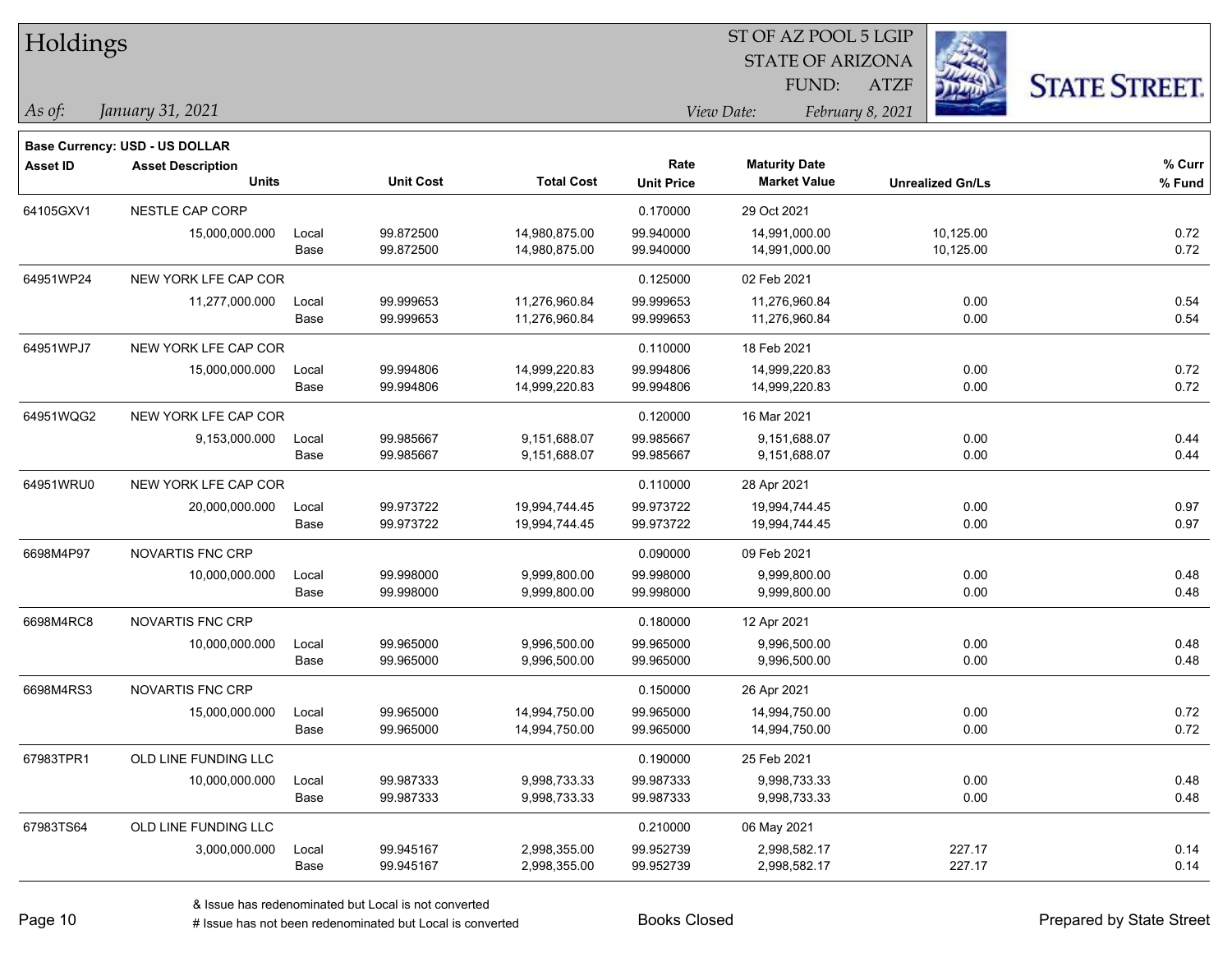# Holdings

ST OF AZ POOL 5 LGIP
STATE OF ARIZONA
FUND: ATZF

*As of:* *January 31, 2021*

*View Date:* *February 8, 2021*

**Base Currency: USD - US DOLLAR**

| Asset ID | Asset Description / Units | | Unit Cost | Total Cost | Rate / Unit Price | Maturity Date / Market Value | Unrealized Gn/Ls | % Curr / % Fund |
|---|---|---|---|---|---|---|---|---|
| 64105GXV1 | NESTLE CAP CORP | | | | 0.170000 | 29 Oct 2021 | | |
| | 15,000,000.000 | Local | 99.872500 | 14,980,875.00 | 99.940000 | 14,991,000.00 | 10,125.00 | 0.72 |
| | | Base | 99.872500 | 14,980,875.00 | 99.940000 | 14,991,000.00 | 10,125.00 | 0.72 |
| 64951WP24 | NEW YORK LFE CAP COR | | | | 0.125000 | 02 Feb 2021 | | |
| | 11,277,000.000 | Local | 99.999653 | 11,276,960.84 | 99.999653 | 11,276,960.84 | 0.00 | 0.54 |
| | | Base | 99.999653 | 11,276,960.84 | 99.999653 | 11,276,960.84 | 0.00 | 0.54 |
| 64951WPJ7 | NEW YORK LFE CAP COR | | | | 0.110000 | 18 Feb 2021 | | |
| | 15,000,000.000 | Local | 99.994806 | 14,999,220.83 | 99.994806 | 14,999,220.83 | 0.00 | 0.72 |
| | | Base | 99.994806 | 14,999,220.83 | 99.994806 | 14,999,220.83 | 0.00 | 0.72 |
| 64951WQG2 | NEW YORK LFE CAP COR | | | | 0.120000 | 16 Mar 2021 | | |
| | 9,153,000.000 | Local | 99.985667 | 9,151,688.07 | 99.985667 | 9,151,688.07 | 0.00 | 0.44 |
| | | Base | 99.985667 | 9,151,688.07 | 99.985667 | 9,151,688.07 | 0.00 | 0.44 |
| 64951WRU0 | NEW YORK LFE CAP COR | | | | 0.110000 | 28 Apr 2021 | | |
| | 20,000,000.000 | Local | 99.973722 | 19,994,744.45 | 99.973722 | 19,994,744.45 | 0.00 | 0.97 |
| | | Base | 99.973722 | 19,994,744.45 | 99.973722 | 19,994,744.45 | 0.00 | 0.97 |
| 6698M4P97 | NOVARTIS FNC CRP | | | | 0.090000 | 09 Feb 2021 | | |
| | 10,000,000.000 | Local | 99.998000 | 9,999,800.00 | 99.998000 | 9,999,800.00 | 0.00 | 0.48 |
| | | Base | 99.998000 | 9,999,800.00 | 99.998000 | 9,999,800.00 | 0.00 | 0.48 |
| 6698M4RC8 | NOVARTIS FNC CRP | | | | 0.180000 | 12 Apr 2021 | | |
| | 10,000,000.000 | Local | 99.965000 | 9,996,500.00 | 99.965000 | 9,996,500.00 | 0.00 | 0.48 |
| | | Base | 99.965000 | 9,996,500.00 | 99.965000 | 9,996,500.00 | 0.00 | 0.48 |
| 6698M4RS3 | NOVARTIS FNC CRP | | | | 0.150000 | 26 Apr 2021 | | |
| | 15,000,000.000 | Local | 99.965000 | 14,994,750.00 | 99.965000 | 14,994,750.00 | 0.00 | 0.72 |
| | | Base | 99.965000 | 14,994,750.00 | 99.965000 | 14,994,750.00 | 0.00 | 0.72 |
| 67983TPR1 | OLD LINE FUNDING LLC | | | | 0.190000 | 25 Feb 2021 | | |
| | 10,000,000.000 | Local | 99.987333 | 9,998,733.33 | 99.987333 | 9,998,733.33 | 0.00 | 0.48 |
| | | Base | 99.987333 | 9,998,733.33 | 99.987333 | 9,998,733.33 | 0.00 | 0.48 |
| 67983TS64 | OLD LINE FUNDING LLC | | | | 0.210000 | 06 May 2021 | | |
| | 3,000,000.000 | Local | 99.945167 | 2,998,355.00 | 99.952739 | 2,998,582.17 | 227.17 | 0.14 |
| | | Base | 99.945167 | 2,998,355.00 | 99.952739 | 2,998,582.17 | 227.17 | 0.14 |

& Issue has redenominated but Local is not converted
# Issue has not been redenominated but Local is converted

Books Closed

Prepared by State Street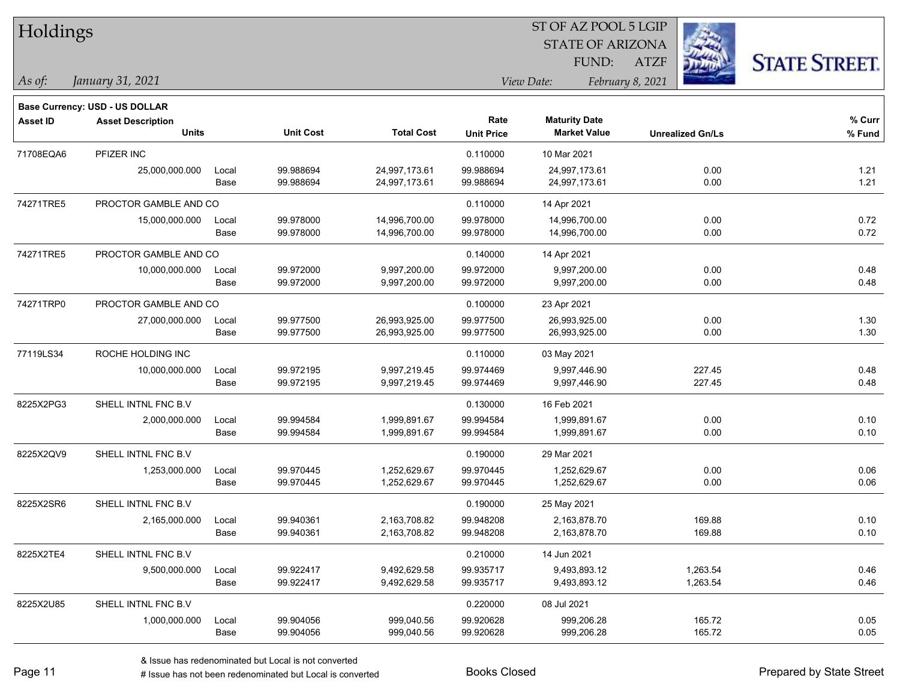# Holdings

ST OF AZ POOL 5 LGIP
STATE OF ARIZONA
FUND: ATZF

*As of: January 31, 2021*

*View Date: February 8, 2021*

**Base Currency: USD - US DOLLAR**

| Asset ID | Asset Description / Units | | Unit Cost | Total Cost | Rate / Unit Price | Maturity Date / Market Value | Unrealized Gn/Ls | % Curr / % Fund |
|---|---|---|---|---|---|---|---|---|
| 71708EQA6 | PFIZER INC | | | | 0.110000 | 10 Mar 2021 | | |
| | 25,000,000.000 | Local | 99.988694 | 24,997,173.61 | 99.988694 | 24,997,173.61 | 0.00 | 1.21 |
| | | Base | 99.988694 | 24,997,173.61 | 99.988694 | 24,997,173.61 | 0.00 | 1.21 |
| 74271TRE5 | PROCTOR GAMBLE AND CO | | | | 0.110000 | 14 Apr 2021 | | |
| | 15,000,000.000 | Local | 99.978000 | 14,996,700.00 | 99.978000 | 14,996,700.00 | 0.00 | 0.72 |
| | | Base | 99.978000 | 14,996,700.00 | 99.978000 | 14,996,700.00 | 0.00 | 0.72 |
| 74271TRE5 | PROCTOR GAMBLE AND CO | | | | 0.140000 | 14 Apr 2021 | | |
| | 10,000,000.000 | Local | 99.972000 | 9,997,200.00 | 99.972000 | 9,997,200.00 | 0.00 | 0.48 |
| | | Base | 99.972000 | 9,997,200.00 | 99.972000 | 9,997,200.00 | 0.00 | 0.48 |
| 74271TRP0 | PROCTOR GAMBLE AND CO | | | | 0.100000 | 23 Apr 2021 | | |
| | 27,000,000.000 | Local | 99.977500 | 26,993,925.00 | 99.977500 | 26,993,925.00 | 0.00 | 1.30 |
| | | Base | 99.977500 | 26,993,925.00 | 99.977500 | 26,993,925.00 | 0.00 | 1.30 |
| 77119LS34 | ROCHE HOLDING INC | | | | 0.110000 | 03 May 2021 | | |
| | 10,000,000.000 | Local | 99.972195 | 9,997,219.45 | 99.974469 | 9,997,446.90 | 227.45 | 0.48 |
| | | Base | 99.972195 | 9,997,219.45 | 99.974469 | 9,997,446.90 | 227.45 | 0.48 |
| 8225X2PG3 | SHELL INTNL FNC B.V | | | | 0.130000 | 16 Feb 2021 | | |
| | 2,000,000.000 | Local | 99.994584 | 1,999,891.67 | 99.994584 | 1,999,891.67 | 0.00 | 0.10 |
| | | Base | 99.994584 | 1,999,891.67 | 99.994584 | 1,999,891.67 | 0.00 | 0.10 |
| 8225X2QV9 | SHELL INTNL FNC B.V | | | | 0.190000 | 29 Mar 2021 | | |
| | 1,253,000.000 | Local | 99.970445 | 1,252,629.67 | 99.970445 | 1,252,629.67 | 0.00 | 0.06 |
| | | Base | 99.970445 | 1,252,629.67 | 99.970445 | 1,252,629.67 | 0.00 | 0.06 |
| 8225X2SR6 | SHELL INTNL FNC B.V | | | | 0.190000 | 25 May 2021 | | |
| | 2,165,000.000 | Local | 99.940361 | 2,163,708.82 | 99.948208 | 2,163,878.70 | 169.88 | 0.10 |
| | | Base | 99.940361 | 2,163,708.82 | 99.948208 | 2,163,878.70 | 169.88 | 0.10 |
| 8225X2TE4 | SHELL INTNL FNC B.V | | | | 0.210000 | 14 Jun 2021 | | |
| | 9,500,000.000 | Local | 99.922417 | 9,492,629.58 | 99.935717 | 9,493,893.12 | 1,263.54 | 0.46 |
| | | Base | 99.922417 | 9,492,629.58 | 99.935717 | 9,493,893.12 | 1,263.54 | 0.46 |
| 8225X2U85 | SHELL INTNL FNC B.V | | | | 0.220000 | 08 Jul 2021 | | |
| | 1,000,000.000 | Local | 99.904056 | 999,040.56 | 99.920628 | 999,206.28 | 165.72 | 0.05 |
| | | Base | 99.904056 | 999,040.56 | 99.920628 | 999,206.28 | 165.72 | 0.05 |

& Issue has redenominated but Local is not converted

# Issue has not been redenominated but Local is converted

Books Closed

Prepared by State Street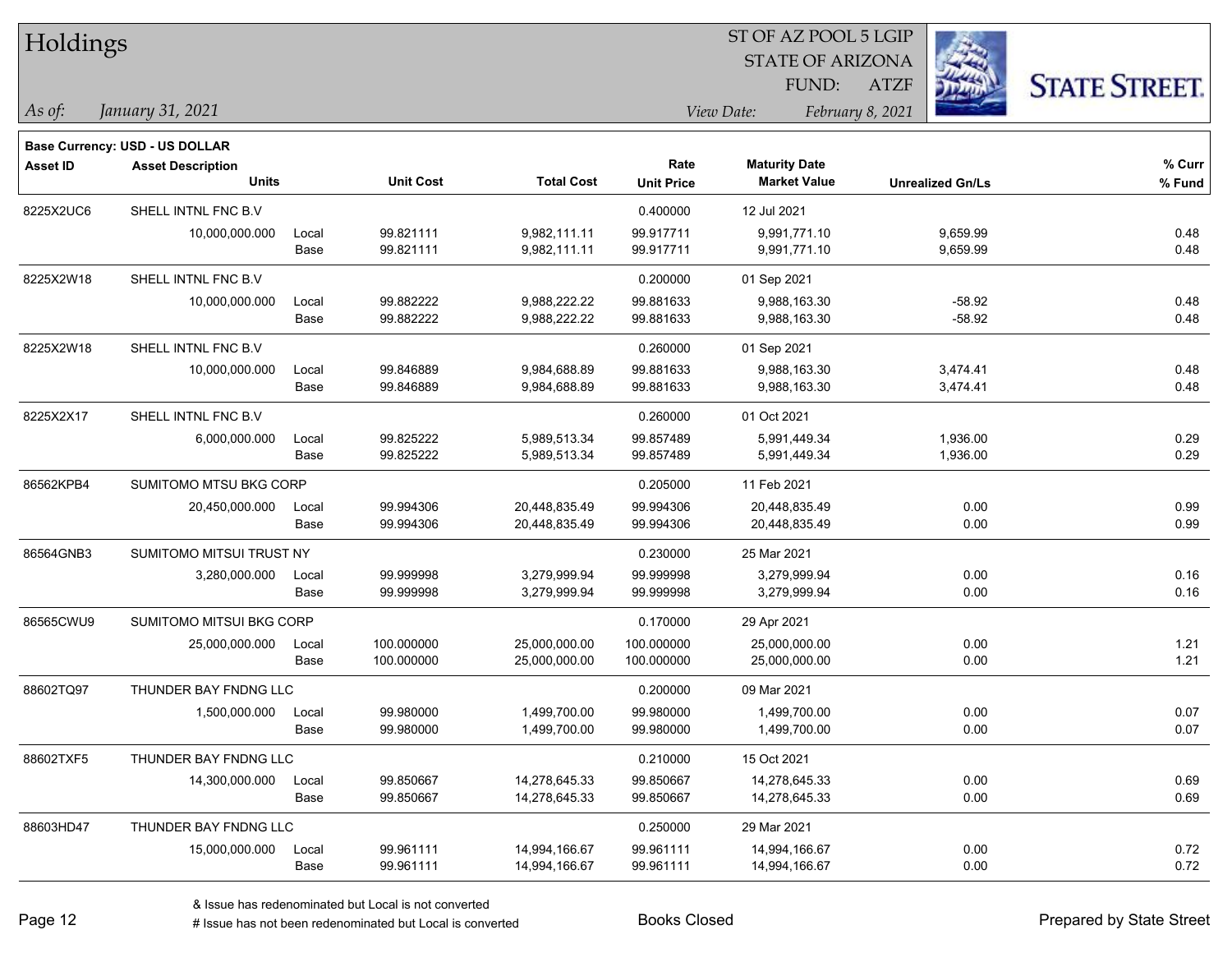# Holdings

ST OF AZ POOL 5 LGIP
STATE OF ARIZONA
FUND: ATZF

*As of: January 31, 2021*

*View Date: February 8, 2021*

**Base Currency: USD - US DOLLAR**

| Asset ID | Asset Description | | Unit Cost | Total Cost | Rate | Maturity Date | Unrealized Gn/Ls | % Curr |
|---|---|---|---|---|---|---|---|---|
| | Units | | | | Unit Price | Market Value | | % Fund |
| 8225X2UC6 | SHELL INTNL FNC B.V | | | | 0.400000 | 12 Jul 2021 | | |
| | 10,000,000.000 | Local | 99.821111 | 9,982,111.11 | 99.917711 | 9,991,771.10 | 9,659.99 | 0.48 |
| | | Base | 99.821111 | 9,982,111.11 | 99.917711 | 9,991,771.10 | 9,659.99 | 0.48 |
| 8225X2W18 | SHELL INTNL FNC B.V | | | | 0.200000 | 01 Sep 2021 | | |
| | 10,000,000.000 | Local | 99.882222 | 9,988,222.22 | 99.881633 | 9,988,163.30 | -58.92 | 0.48 |
| | | Base | 99.882222 | 9,988,222.22 | 99.881633 | 9,988,163.30 | -58.92 | 0.48 |
| 8225X2W18 | SHELL INTNL FNC B.V | | | | 0.260000 | 01 Sep 2021 | | |
| | 10,000,000.000 | Local | 99.846889 | 9,984,688.89 | 99.881633 | 9,988,163.30 | 3,474.41 | 0.48 |
| | | Base | 99.846889 | 9,984,688.89 | 99.881633 | 9,988,163.30 | 3,474.41 | 0.48 |
| 8225X2X17 | SHELL INTNL FNC B.V | | | | 0.260000 | 01 Oct 2021 | | |
| | 6,000,000.000 | Local | 99.825222 | 5,989,513.34 | 99.857489 | 5,991,449.34 | 1,936.00 | 0.29 |
| | | Base | 99.825222 | 5,989,513.34 | 99.857489 | 5,991,449.34 | 1,936.00 | 0.29 |
| 86562KPB4 | SUMITOMO MTSU BKG CORP | | | | 0.205000 | 11 Feb 2021 | | |
| | 20,450,000.000 | Local | 99.994306 | 20,448,835.49 | 99.994306 | 20,448,835.49 | 0.00 | 0.99 |
| | | Base | 99.994306 | 20,448,835.49 | 99.994306 | 20,448,835.49 | 0.00 | 0.99 |
| 86564GNB3 | SUMITOMO MITSUI TRUST NY | | | | 0.230000 | 25 Mar 2021 | | |
| | 3,280,000.000 | Local | 99.999998 | 3,279,999.94 | 99.999998 | 3,279,999.94 | 0.00 | 0.16 |
| | | Base | 99.999998 | 3,279,999.94 | 99.999998 | 3,279,999.94 | 0.00 | 0.16 |
| 86565CWU9 | SUMITOMO MITSUI BKG CORP | | | | 0.170000 | 29 Apr 2021 | | |
| | 25,000,000.000 | Local | 100.000000 | 25,000,000.00 | 100.000000 | 25,000,000.00 | 0.00 | 1.21 |
| | | Base | 100.000000 | 25,000,000.00 | 100.000000 | 25,000,000.00 | 0.00 | 1.21 |
| 88602TQ97 | THUNDER BAY FNDNG LLC | | | | 0.200000 | 09 Mar 2021 | | |
| | 1,500,000.000 | Local | 99.980000 | 1,499,700.00 | 99.980000 | 1,499,700.00 | 0.00 | 0.07 |
| | | Base | 99.980000 | 1,499,700.00 | 99.980000 | 1,499,700.00 | 0.00 | 0.07 |
| 88602TXF5 | THUNDER BAY FNDNG LLC | | | | 0.210000 | 15 Oct 2021 | | |
| | 14,300,000.000 | Local | 99.850667 | 14,278,645.33 | 99.850667 | 14,278,645.33 | 0.00 | 0.69 |
| | | Base | 99.850667 | 14,278,645.33 | 99.850667 | 14,278,645.33 | 0.00 | 0.69 |
| 88603HD47 | THUNDER BAY FNDNG LLC | | | | 0.250000 | 29 Mar 2021 | | |
| | 15,000,000.000 | Local | 99.961111 | 14,994,166.67 | 99.961111 | 14,994,166.67 | 0.00 | 0.72 |
| | | Base | 99.961111 | 14,994,166.67 | 99.961111 | 14,994,166.67 | 0.00 | 0.72 |

& Issue has redenominated but Local is not converted
# Issue has not been redenominated but Local is converted

Books Closed

Prepared by State Street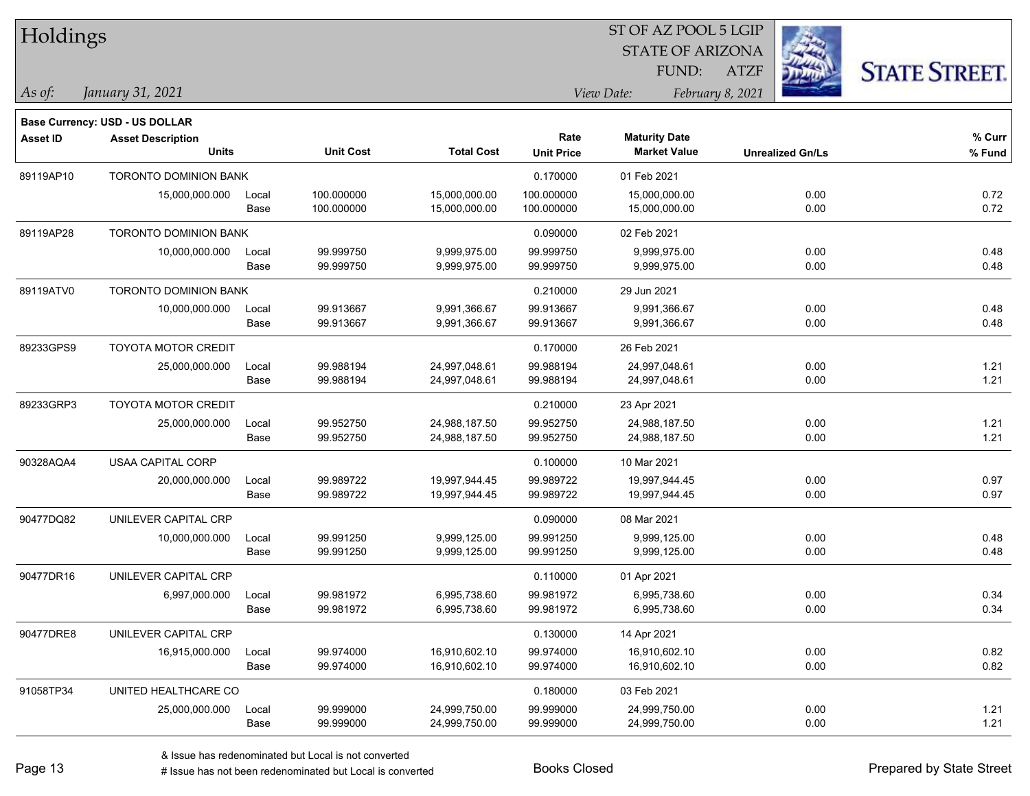# Holdings

ST OF AZ POOL 5 LGIP
STATE OF ARIZONA
FUND: ATZF

*As of:* *January 31, 2021*

*View Date:* *February 8, 2021*

**Base Currency: USD - US DOLLAR**

| Asset ID | Asset Description / Units | | Unit Cost | Total Cost | Rate / Unit Price | Maturity Date / Market Value | Unrealized Gn/Ls | % Curr / % Fund |
|---|---|---|---|---|---|---|---|---|
| 89119AP10 | TORONTO DOMINION BANK | | | | 0.170000 | 01 Feb 2021 | | |
| | 15,000,000.000 | Local | 100.000000 | 15,000,000.00 | 100.000000 | 15,000,000.00 | 0.00 | 0.72 |
| | | Base | 100.000000 | 15,000,000.00 | 100.000000 | 15,000,000.00 | 0.00 | 0.72 |
| 89119AP28 | TORONTO DOMINION BANK | | | | 0.090000 | 02 Feb 2021 | | |
| | 10,000,000.000 | Local | 99.999750 | 9,999,975.00 | 99.999750 | 9,999,975.00 | 0.00 | 0.48 |
| | | Base | 99.999750 | 9,999,975.00 | 99.999750 | 9,999,975.00 | 0.00 | 0.48 |
| 89119ATV0 | TORONTO DOMINION BANK | | | | 0.210000 | 29 Jun 2021 | | |
| | 10,000,000.000 | Local | 99.913667 | 9,991,366.67 | 99.913667 | 9,991,366.67 | 0.00 | 0.48 |
| | | Base | 99.913667 | 9,991,366.67 | 99.913667 | 9,991,366.67 | 0.00 | 0.48 |
| 89233GPS9 | TOYOTA MOTOR CREDIT | | | | 0.170000 | 26 Feb 2021 | | |
| | 25,000,000.000 | Local | 99.988194 | 24,997,048.61 | 99.988194 | 24,997,048.61 | 0.00 | 1.21 |
| | | Base | 99.988194 | 24,997,048.61 | 99.988194 | 24,997,048.61 | 0.00 | 1.21 |
| 89233GRP3 | TOYOTA MOTOR CREDIT | | | | 0.210000 | 23 Apr 2021 | | |
| | 25,000,000.000 | Local | 99.952750 | 24,988,187.50 | 99.952750 | 24,988,187.50 | 0.00 | 1.21 |
| | | Base | 99.952750 | 24,988,187.50 | 99.952750 | 24,988,187.50 | 0.00 | 1.21 |
| 90328AQA4 | USAA CAPITAL CORP | | | | 0.100000 | 10 Mar 2021 | | |
| | 20,000,000.000 | Local | 99.989722 | 19,997,944.45 | 99.989722 | 19,997,944.45 | 0.00 | 0.97 |
| | | Base | 99.989722 | 19,997,944.45 | 99.989722 | 19,997,944.45 | 0.00 | 0.97 |
| 90477DQ82 | UNILEVER CAPITAL CRP | | | | 0.090000 | 08 Mar 2021 | | |
| | 10,000,000.000 | Local | 99.991250 | 9,999,125.00 | 99.991250 | 9,999,125.00 | 0.00 | 0.48 |
| | | Base | 99.991250 | 9,999,125.00 | 99.991250 | 9,999,125.00 | 0.00 | 0.48 |
| 90477DR16 | UNILEVER CAPITAL CRP | | | | 0.110000 | 01 Apr 2021 | | |
| | 6,997,000.000 | Local | 99.981972 | 6,995,738.60 | 99.981972 | 6,995,738.60 | 0.00 | 0.34 |
| | | Base | 99.981972 | 6,995,738.60 | 99.981972 | 6,995,738.60 | 0.00 | 0.34 |
| 90477DRE8 | UNILEVER CAPITAL CRP | | | | 0.130000 | 14 Apr 2021 | | |
| | 16,915,000.000 | Local | 99.974000 | 16,910,602.10 | 99.974000 | 16,910,602.10 | 0.00 | 0.82 |
| | | Base | 99.974000 | 16,910,602.10 | 99.974000 | 16,910,602.10 | 0.00 | 0.82 |
| 91058TP34 | UNITED HEALTHCARE CO | | | | 0.180000 | 03 Feb 2021 | | |
| | 25,000,000.000 | Local | 99.999000 | 24,999,750.00 | 99.999000 | 24,999,750.00 | 0.00 | 1.21 |
| | | Base | 99.999000 | 24,999,750.00 | 99.999000 | 24,999,750.00 | 0.00 | 1.21 |

& Issue has redenominated but Local is not converted

# Issue has not been redenominated but Local is converted

Books Closed

Prepared by State Street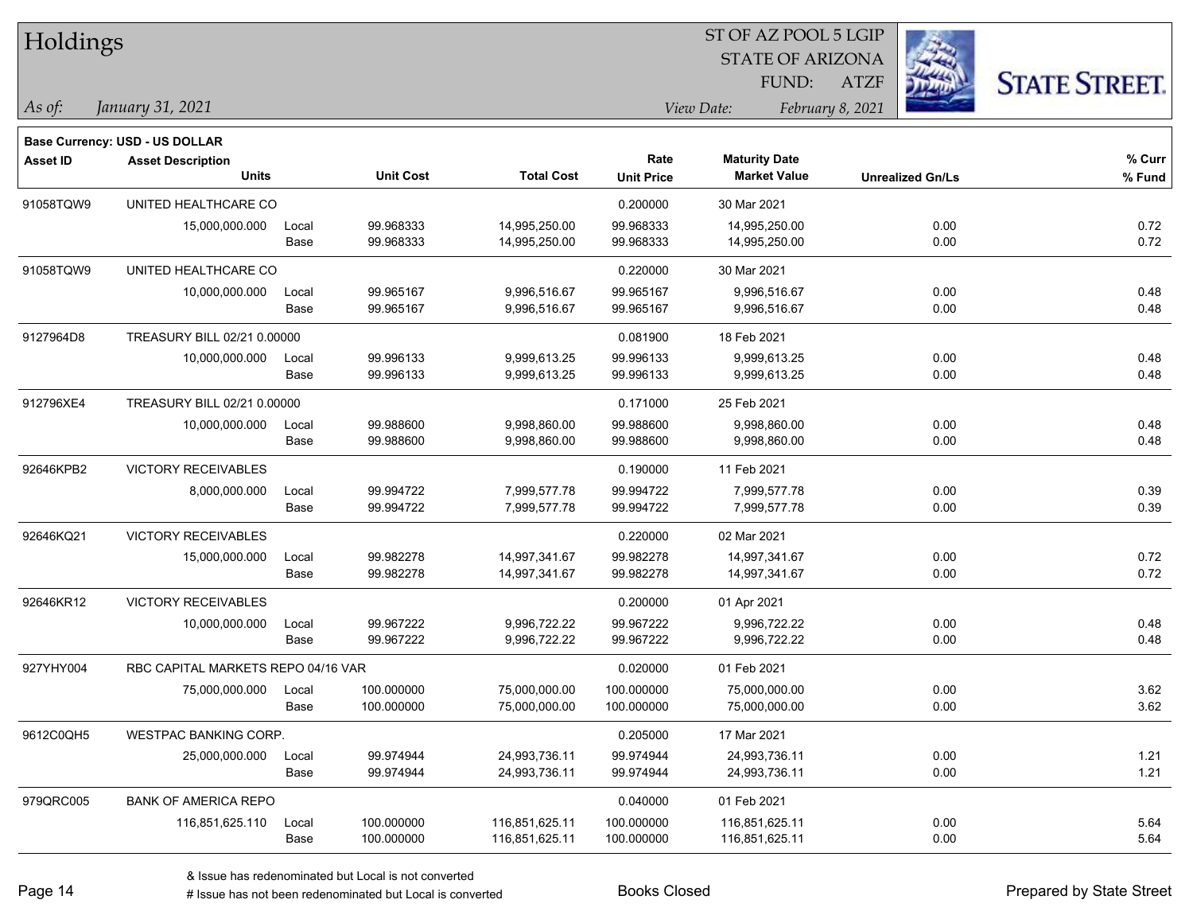# Holdings

ST OF AZ POOL 5 LGIP
STATE OF ARIZONA
FUND: ATZF

*As of: January 31, 2021*

*View Date: February 8, 2021*

**Base Currency: USD - US DOLLAR**

| Asset ID | Asset Description / Units | | Unit Cost | Total Cost | Rate / Unit Price | Maturity Date / Market Value | Unrealized Gn/Ls | % Curr / % Fund |
|---|---|---|---|---|---|---|---|---|
| 91058TQW9 | UNITED HEALTHCARE CO | | | | 0.200000 | 30 Mar 2021 | | |
| | 15,000,000.000 | Local | 99.968333 | 14,995,250.00 | 99.968333 | 14,995,250.00 | 0.00 | 0.72 |
| | | Base | 99.968333 | 14,995,250.00 | 99.968333 | 14,995,250.00 | 0.00 | 0.72 |
| 91058TQW9 | UNITED HEALTHCARE CO | | | | 0.220000 | 30 Mar 2021 | | |
| | 10,000,000.000 | Local | 99.965167 | 9,996,516.67 | 99.965167 | 9,996,516.67 | 0.00 | 0.48 |
| | | Base | 99.965167 | 9,996,516.67 | 99.965167 | 9,996,516.67 | 0.00 | 0.48 |
| 9127964D8 | TREASURY BILL 02/21 0.00000 | | | | 0.081900 | 18 Feb 2021 | | |
| | 10,000,000.000 | Local | 99.996133 | 9,999,613.25 | 99.996133 | 9,999,613.25 | 0.00 | 0.48 |
| | | Base | 99.996133 | 9,999,613.25 | 99.996133 | 9,999,613.25 | 0.00 | 0.48 |
| 912796XE4 | TREASURY BILL 02/21 0.00000 | | | | 0.171000 | 25 Feb 2021 | | |
| | 10,000,000.000 | Local | 99.988600 | 9,998,860.00 | 99.988600 | 9,998,860.00 | 0.00 | 0.48 |
| | | Base | 99.988600 | 9,998,860.00 | 99.988600 | 9,998,860.00 | 0.00 | 0.48 |
| 92646KPB2 | VICTORY RECEIVABLES | | | | 0.190000 | 11 Feb 2021 | | |
| | 8,000,000.000 | Local | 99.994722 | 7,999,577.78 | 99.994722 | 7,999,577.78 | 0.00 | 0.39 |
| | | Base | 99.994722 | 7,999,577.78 | 99.994722 | 7,999,577.78 | 0.00 | 0.39 |
| 92646KQ21 | VICTORY RECEIVABLES | | | | 0.220000 | 02 Mar 2021 | | |
| | 15,000,000.000 | Local | 99.982278 | 14,997,341.67 | 99.982278 | 14,997,341.67 | 0.00 | 0.72 |
| | | Base | 99.982278 | 14,997,341.67 | 99.982278 | 14,997,341.67 | 0.00 | 0.72 |
| 92646KR12 | VICTORY RECEIVABLES | | | | 0.200000 | 01 Apr 2021 | | |
| | 10,000,000.000 | Local | 99.967222 | 9,996,722.22 | 99.967222 | 9,996,722.22 | 0.00 | 0.48 |
| | | Base | 99.967222 | 9,996,722.22 | 99.967222 | 9,996,722.22 | 0.00 | 0.48 |
| 927YHY004 | RBC CAPITAL MARKETS REPO 04/16 VAR | | | | 0.020000 | 01 Feb 2021 | | |
| | 75,000,000.000 | Local | 100.000000 | 75,000,000.00 | 100.000000 | 75,000,000.00 | 0.00 | 3.62 |
| | | Base | 100.000000 | 75,000,000.00 | 100.000000 | 75,000,000.00 | 0.00 | 3.62 |
| 9612C0QH5 | WESTPAC BANKING CORP. | | | | 0.205000 | 17 Mar 2021 | | |
| | 25,000,000.000 | Local | 99.974944 | 24,993,736.11 | 99.974944 | 24,993,736.11 | 0.00 | 1.21 |
| | | Base | 99.974944 | 24,993,736.11 | 99.974944 | 24,993,736.11 | 0.00 | 1.21 |
| 979QRC005 | BANK OF AMERICA REPO | | | | 0.040000 | 01 Feb 2021 | | |
| | 116,851,625.110 | Local | 100.000000 | 116,851,625.11 | 100.000000 | 116,851,625.11 | 0.00 | 5.64 |
| | | Base | 100.000000 | 116,851,625.11 | 100.000000 | 116,851,625.11 | 0.00 | 5.64 |

& Issue has redenominated but Local is not converted

# Issue has not been redenominated but Local is converted

Books Closed

Prepared by State Street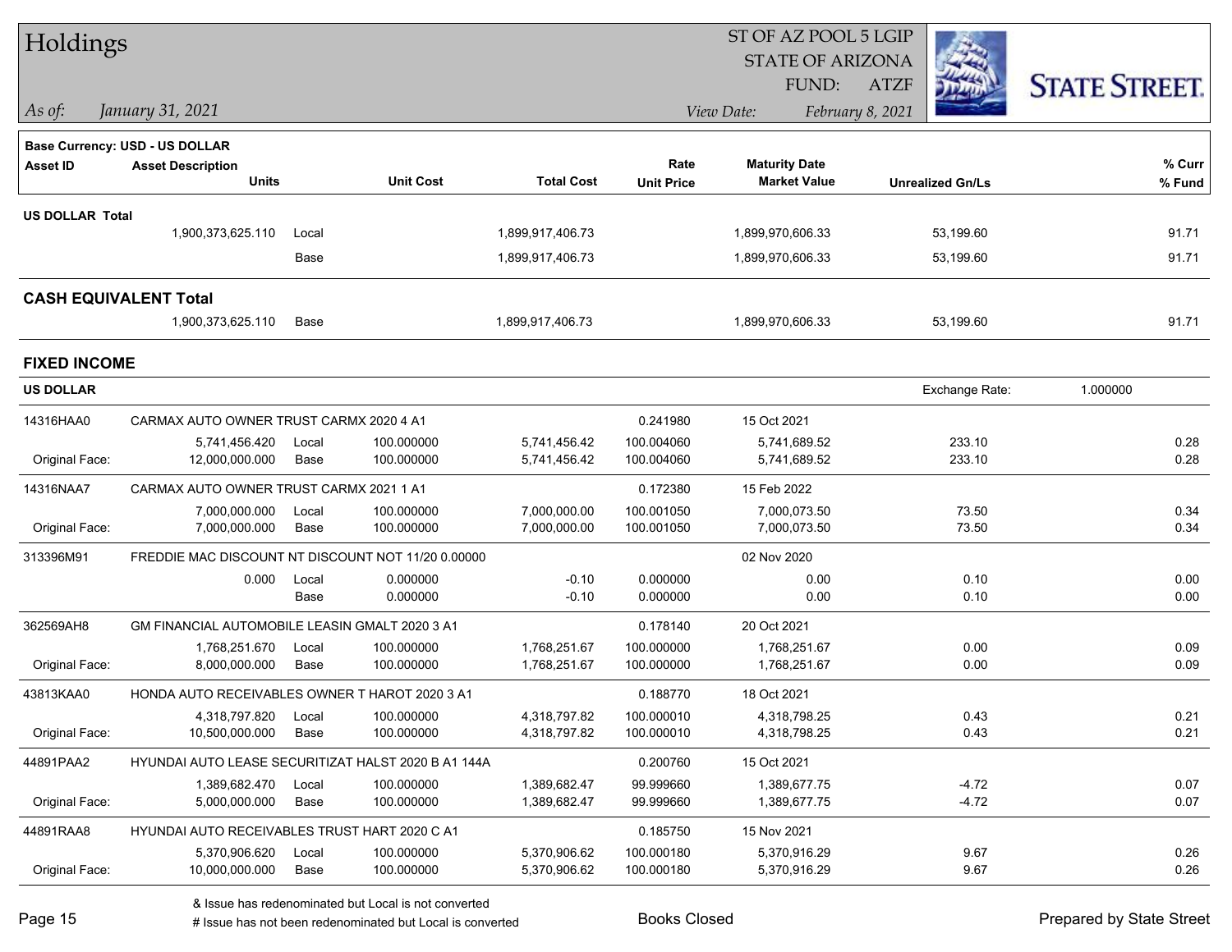# Holdings

ST OF AZ POOL 5 LGIP
STATE OF ARIZONA
FUND: ATZF

*As of:* *January 31, 2021*
*View Date:* *February 8, 2021*

**Base Currency: USD - US DOLLAR**

| Asset ID | Asset Description / Units | | Unit Cost | Total Cost | Rate / Unit Price | Maturity Date / Market Value | Unrealized Gn/Ls | % Curr / % Fund |
|---|---|---|---|---|---|---|---|---|
| **US DOLLAR Total** | | | | | | | | |
| | 1,900,373,625.110 | Local | | 1,899,917,406.73 | | 1,899,970,606.33 | 53,199.60 | 91.71 |
| | | Base | | 1,899,917,406.73 | | 1,899,970,606.33 | 53,199.60 | 91.71 |
| **CASH EQUIVALENT Total** | | | | | | | | |
| | 1,900,373,625.110 | Base | | 1,899,917,406.73 | | 1,899,970,606.33 | 53,199.60 | 91.71 |

## FIXED INCOME

**US DOLLAR** — Exchange Rate: 1.000000

| Asset ID | Asset Description / Units | | Unit Cost | Total Cost | Rate / Unit Price | Maturity Date / Market Value | Unrealized Gn/Ls | % Curr / % Fund |
|---|---|---|---|---|---|---|---|---|
| 14316HAA0 | CARMAX AUTO OWNER TRUST CARMX 2020 4 A1 | | | | 0.241980 | 15 Oct 2021 | | |
| | 5,741,456.420 | Local | 100.000000 | 5,741,456.42 | 100.004060 | 5,741,689.52 | 233.10 | 0.28 |
| Original Face: | 12,000,000.000 | Base | 100.000000 | 5,741,456.42 | 100.004060 | 5,741,689.52 | 233.10 | 0.28 |
| 14316NAA7 | CARMAX AUTO OWNER TRUST CARMX 2021 1 A1 | | | | 0.172380 | 15 Feb 2022 | | |
| | 7,000,000.000 | Local | 100.000000 | 7,000,000.00 | 100.001050 | 7,000,073.50 | 73.50 | 0.34 |
| Original Face: | 7,000,000.000 | Base | 100.000000 | 7,000,000.00 | 100.001050 | 7,000,073.50 | 73.50 | 0.34 |
| 313396M91 | FREDDIE MAC DISCOUNT NT DISCOUNT NOT 11/20 0.00000 | | | | | 02 Nov 2020 | | |
| | 0.000 | Local | 0.000000 | -0.10 | 0.000000 | 0.00 | 0.10 | 0.00 |
| | | Base | 0.000000 | -0.10 | 0.000000 | 0.00 | 0.10 | 0.00 |
| 362569AH8 | GM FINANCIAL AUTOMOBILE LEASIN GMALT 2020 3 A1 | | | | 0.178140 | 20 Oct 2021 | | |
| | 1,768,251.670 | Local | 100.000000 | 1,768,251.67 | 100.000000 | 1,768,251.67 | 0.00 | 0.09 |
| Original Face: | 8,000,000.000 | Base | 100.000000 | 1,768,251.67 | 100.000000 | 1,768,251.67 | 0.00 | 0.09 |
| 43813KAA0 | HONDA AUTO RECEIVABLES OWNER T HAROT 2020 3 A1 | | | | 0.188770 | 18 Oct 2021 | | |
| | 4,318,797.820 | Local | 100.000000 | 4,318,797.82 | 100.000010 | 4,318,798.25 | 0.43 | 0.21 |
| Original Face: | 10,500,000.000 | Base | 100.000000 | 4,318,797.82 | 100.000010 | 4,318,798.25 | 0.43 | 0.21 |
| 44891PAA2 | HYUNDAI AUTO LEASE SECURITIZAT HALST 2020 B A1 144A | | | | 0.200760 | 15 Oct 2021 | | |
| | 1,389,682.470 | Local | 100.000000 | 1,389,682.47 | 99.999660 | 1,389,677.75 | -4.72 | 0.07 |
| Original Face: | 5,000,000.000 | Base | 100.000000 | 1,389,682.47 | 99.999660 | 1,389,677.75 | -4.72 | 0.07 |
| 44891RAA8 | HYUNDAI AUTO RECEIVABLES TRUST HART 2020 C A1 | | | | 0.185750 | 15 Nov 2021 | | |
| | 5,370,906.620 | Local | 100.000000 | 5,370,906.62 | 100.000180 | 5,370,916.29 | 9.67 | 0.26 |
| Original Face: | 10,000,000.000 | Base | 100.000000 | 5,370,906.62 | 100.000180 | 5,370,916.29 | 9.67 | 0.26 |

& Issue has redenominated but Local is not converted
# Issue has not been redenominated but Local is converted

Books Closed

Prepared by State Street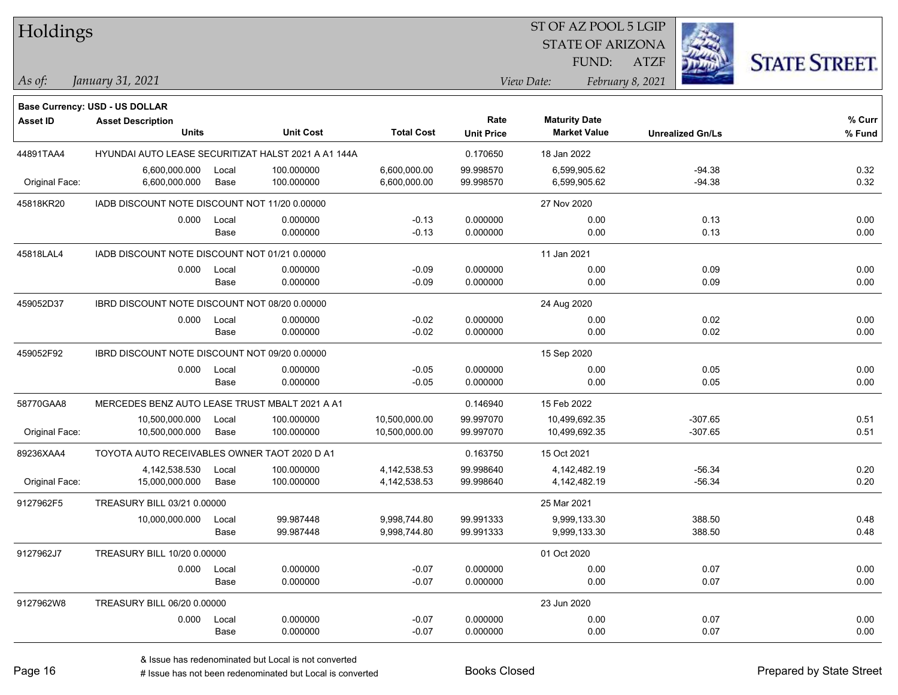# Holdings

ST OF AZ POOL 5 LGIP
STATE OF ARIZONA
FUND: ATZF

*As of: January 31, 2021* *View Date: February 8, 2021*

**Base Currency: USD - US DOLLAR**

| Asset ID | Asset Description / Units | | Unit Cost | Total Cost | Rate / Unit Price | Maturity Date / Market Value | Unrealized Gn/Ls | % Curr / % Fund |
|---|---|---|---|---|---|---|---|---|
| 44891TAA4 | HYUNDAI AUTO LEASE SECURITIZAT HALST 2021 A A1 144A | | | | 0.170650 | 18 Jan 2022 | | |
| | 6,600,000.000 | Local | 100.000000 | 6,600,000.00 | 99.998570 | 6,599,905.62 | -94.38 | 0.32 |
| Original Face: | 6,600,000.000 | Base | 100.000000 | 6,600,000.00 | 99.998570 | 6,599,905.62 | -94.38 | 0.32 |
| 45818KR20 | IADB DISCOUNT NOTE DISCOUNT NOT 11/20 0.00000 | | | | | 27 Nov 2020 | | |
| | 0.000 | Local | 0.000000 | -0.13 | 0.000000 | 0.00 | 0.13 | 0.00 |
| | | Base | 0.000000 | -0.13 | 0.000000 | 0.00 | 0.13 | 0.00 |
| 45818LAL4 | IADB DISCOUNT NOTE DISCOUNT NOT 01/21 0.00000 | | | | | 11 Jan 2021 | | |
| | 0.000 | Local | 0.000000 | -0.09 | 0.000000 | 0.00 | 0.09 | 0.00 |
| | | Base | 0.000000 | -0.09 | 0.000000 | 0.00 | 0.09 | 0.00 |
| 459052D37 | IBRD DISCOUNT NOTE DISCOUNT NOT 08/20 0.00000 | | | | | 24 Aug 2020 | | |
| | 0.000 | Local | 0.000000 | -0.02 | 0.000000 | 0.00 | 0.02 | 0.00 |
| | | Base | 0.000000 | -0.02 | 0.000000 | 0.00 | 0.02 | 0.00 |
| 459052F92 | IBRD DISCOUNT NOTE DISCOUNT NOT 09/20 0.00000 | | | | | 15 Sep 2020 | | |
| | 0.000 | Local | 0.000000 | -0.05 | 0.000000 | 0.00 | 0.05 | 0.00 |
| | | Base | 0.000000 | -0.05 | 0.000000 | 0.00 | 0.05 | 0.00 |
| 58770GAA8 | MERCEDES BENZ AUTO LEASE TRUST MBALT 2021 A A1 | | | | 0.146940 | 15 Feb 2022 | | |
| | 10,500,000.000 | Local | 100.000000 | 10,500,000.00 | 99.997070 | 10,499,692.35 | -307.65 | 0.51 |
| Original Face: | 10,500,000.000 | Base | 100.000000 | 10,500,000.00 | 99.997070 | 10,499,692.35 | -307.65 | 0.51 |
| 89236XAA4 | TOYOTA AUTO RECEIVABLES OWNER TAOT 2020 D A1 | | | | 0.163750 | 15 Oct 2021 | | |
| | 4,142,538.530 | Local | 100.000000 | 4,142,538.53 | 99.998640 | 4,142,482.19 | -56.34 | 0.20 |
| Original Face: | 15,000,000.000 | Base | 100.000000 | 4,142,538.53 | 99.998640 | 4,142,482.19 | -56.34 | 0.20 |
| 9127962F5 | TREASURY BILL 03/21 0.00000 | | | | | 25 Mar 2021 | | |
| | 10,000,000.000 | Local | 99.987448 | 9,998,744.80 | 99.991333 | 9,999,133.30 | 388.50 | 0.48 |
| | | Base | 99.987448 | 9,998,744.80 | 99.991333 | 9,999,133.30 | 388.50 | 0.48 |
| 9127962J7 | TREASURY BILL 10/20 0.00000 | | | | | 01 Oct 2020 | | |
| | 0.000 | Local | 0.000000 | -0.07 | 0.000000 | 0.00 | 0.07 | 0.00 |
| | | Base | 0.000000 | -0.07 | 0.000000 | 0.00 | 0.07 | 0.00 |
| 9127962W8 | TREASURY BILL 06/20 0.00000 | | | | | 23 Jun 2020 | | |
| | 0.000 | Local | 0.000000 | -0.07 | 0.000000 | 0.00 | 0.07 | 0.00 |
| | | Base | 0.000000 | -0.07 | 0.000000 | 0.00 | 0.07 | 0.00 |

& Issue has redenominated but Local is not converted
# Issue has not been redenominated but Local is converted

Books Closed

Prepared by State Street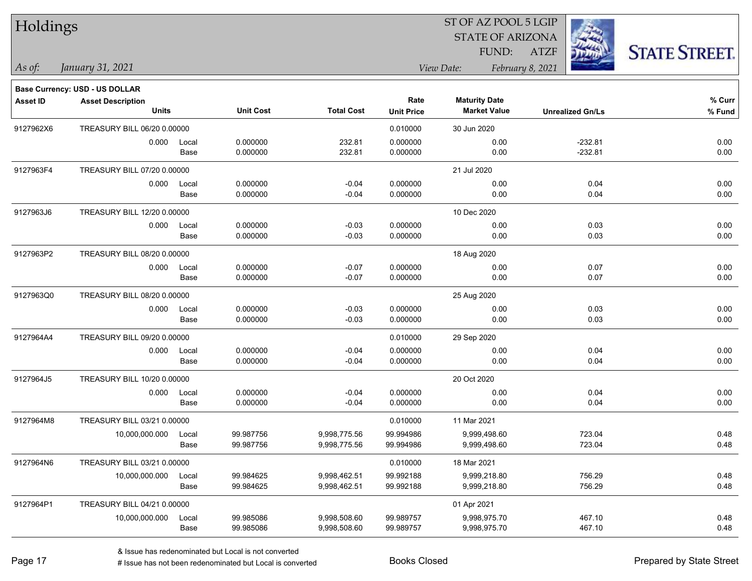# Holdings

ST OF AZ POOL 5 LGIP
STATE OF ARIZONA
FUND: ATZF

*As of: January 31, 2021*

*View Date: February 8, 2021*

**Base Currency: USD - US DOLLAR**

| Asset ID | Asset Description / Units | | Unit Cost | Total Cost | Rate / Unit Price | Maturity Date / Market Value | Unrealized Gn/Ls | % Curr / % Fund |
|---|---|---|---|---|---|---|---|---|
| 9127962X6 | TREASURY BILL 06/20 0.00000 | | | | 0.010000 | 30 Jun 2020 | | |
| | 0.000 | Local | 0.000000 | 232.81 | 0.000000 | 0.00 | -232.81 | 0.00 |
| | | Base | 0.000000 | 232.81 | 0.000000 | 0.00 | -232.81 | 0.00 |
| 9127963F4 | TREASURY BILL 07/20 0.00000 | | | | | 21 Jul 2020 | | |
| | 0.000 | Local | 0.000000 | -0.04 | 0.000000 | 0.00 | 0.04 | 0.00 |
| | | Base | 0.000000 | -0.04 | 0.000000 | 0.00 | 0.04 | 0.00 |
| 9127963J6 | TREASURY BILL 12/20 0.00000 | | | | | 10 Dec 2020 | | |
| | 0.000 | Local | 0.000000 | -0.03 | 0.000000 | 0.00 | 0.03 | 0.00 |
| | | Base | 0.000000 | -0.03 | 0.000000 | 0.00 | 0.03 | 0.00 |
| 9127963P2 | TREASURY BILL 08/20 0.00000 | | | | | 18 Aug 2020 | | |
| | 0.000 | Local | 0.000000 | -0.07 | 0.000000 | 0.00 | 0.07 | 0.00 |
| | | Base | 0.000000 | -0.07 | 0.000000 | 0.00 | 0.07 | 0.00 |
| 9127963Q0 | TREASURY BILL 08/20 0.00000 | | | | | 25 Aug 2020 | | |
| | 0.000 | Local | 0.000000 | -0.03 | 0.000000 | 0.00 | 0.03 | 0.00 |
| | | Base | 0.000000 | -0.03 | 0.000000 | 0.00 | 0.03 | 0.00 |
| 9127964A4 | TREASURY BILL 09/20 0.00000 | | | | 0.010000 | 29 Sep 2020 | | |
| | 0.000 | Local | 0.000000 | -0.04 | 0.000000 | 0.00 | 0.04 | 0.00 |
| | | Base | 0.000000 | -0.04 | 0.000000 | 0.00 | 0.04 | 0.00 |
| 9127964J5 | TREASURY BILL 10/20 0.00000 | | | | | 20 Oct 2020 | | |
| | 0.000 | Local | 0.000000 | -0.04 | 0.000000 | 0.00 | 0.04 | 0.00 |
| | | Base | 0.000000 | -0.04 | 0.000000 | 0.00 | 0.04 | 0.00 |
| 9127964M8 | TREASURY BILL 03/21 0.00000 | | | | 0.010000 | 11 Mar 2021 | | |
| | 10,000,000.000 | Local | 99.987756 | 9,998,775.56 | 99.994986 | 9,999,498.60 | 723.04 | 0.48 |
| | | Base | 99.987756 | 9,998,775.56 | 99.994986 | 9,999,498.60 | 723.04 | 0.48 |
| 9127964N6 | TREASURY BILL 03/21 0.00000 | | | | 0.010000 | 18 Mar 2021 | | |
| | 10,000,000.000 | Local | 99.984625 | 9,998,462.51 | 99.992188 | 9,999,218.80 | 756.29 | 0.48 |
| | | Base | 99.984625 | 9,998,462.51 | 99.992188 | 9,999,218.80 | 756.29 | 0.48 |
| 9127964P1 | TREASURY BILL 04/21 0.00000 | | | | | 01 Apr 2021 | | |
| | 10,000,000.000 | Local | 99.985086 | 9,998,508.60 | 99.989757 | 9,998,975.70 | 467.10 | 0.48 |
| | | Base | 99.985086 | 9,998,508.60 | 99.989757 | 9,998,975.70 | 467.10 | 0.48 |

& Issue has redenominated but Local is not converted
# Issue has not been redenominated but Local is converted

Books Closed

Prepared by State Street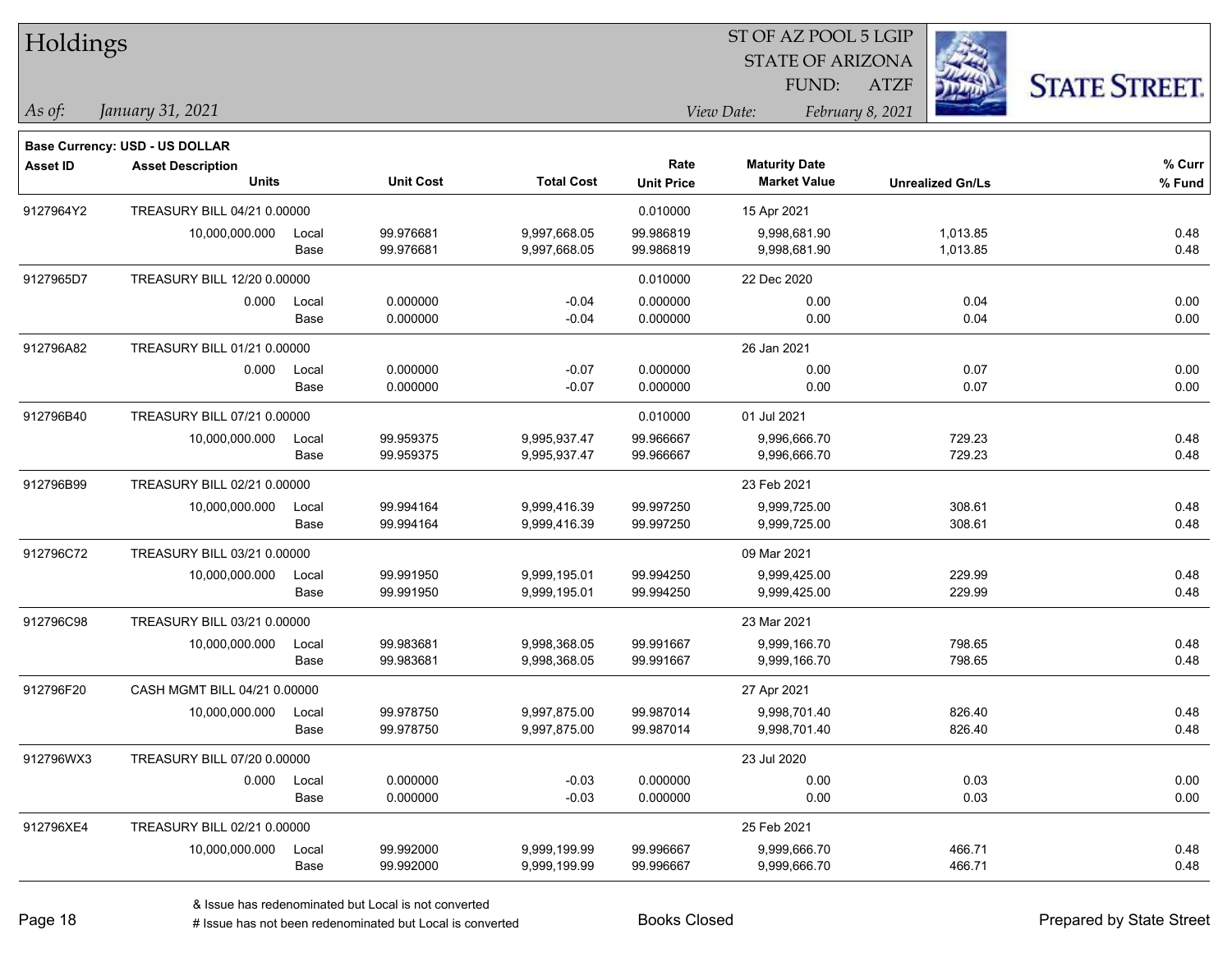# Holdings

ST OF AZ POOL 5 LGIP
STATE OF ARIZONA
FUND: ATZF

*As of:* *January 31, 2021*

*View Date:* *February 8, 2021*

**Base Currency: USD - US DOLLAR**

| Asset ID | Asset Description / Units | | Unit Cost | Total Cost | Rate / Unit Price | Maturity Date / Market Value | Unrealized Gn/Ls | % Curr / % Fund |
|---|---|---|---|---|---|---|---|---|
| 9127964Y2 | TREASURY BILL 04/21 0.00000 | | | | 0.010000 | 15 Apr 2021 | | |
| | 10,000,000.000 | Local | 99.976681 | 9,997,668.05 | 99.986819 | 9,998,681.90 | 1,013.85 | 0.48 |
| | | Base | 99.976681 | 9,997,668.05 | 99.986819 | 9,998,681.90 | 1,013.85 | 0.48 |
| 9127965D7 | TREASURY BILL 12/20 0.00000 | | | | 0.010000 | 22 Dec 2020 | | |
| | 0.000 | Local | 0.000000 | -0.04 | 0.000000 | 0.00 | 0.04 | 0.00 |
| | | Base | 0.000000 | -0.04 | 0.000000 | 0.00 | 0.04 | 0.00 |
| 912796A82 | TREASURY BILL 01/21 0.00000 | | | | | 26 Jan 2021 | | |
| | 0.000 | Local | 0.000000 | -0.07 | 0.000000 | 0.00 | 0.07 | 0.00 |
| | | Base | 0.000000 | -0.07 | 0.000000 | 0.00 | 0.07 | 0.00 |
| 912796B40 | TREASURY BILL 07/21 0.00000 | | | | 0.010000 | 01 Jul 2021 | | |
| | 10,000,000.000 | Local | 99.959375 | 9,995,937.47 | 99.966667 | 9,996,666.70 | 729.23 | 0.48 |
| | | Base | 99.959375 | 9,995,937.47 | 99.966667 | 9,996,666.70 | 729.23 | 0.48 |
| 912796B99 | TREASURY BILL 02/21 0.00000 | | | | | 23 Feb 2021 | | |
| | 10,000,000.000 | Local | 99.994164 | 9,999,416.39 | 99.997250 | 9,999,725.00 | 308.61 | 0.48 |
| | | Base | 99.994164 | 9,999,416.39 | 99.997250 | 9,999,725.00 | 308.61 | 0.48 |
| 912796C72 | TREASURY BILL 03/21 0.00000 | | | | | 09 Mar 2021 | | |
| | 10,000,000.000 | Local | 99.991950 | 9,999,195.01 | 99.994250 | 9,999,425.00 | 229.99 | 0.48 |
| | | Base | 99.991950 | 9,999,195.01 | 99.994250 | 9,999,425.00 | 229.99 | 0.48 |
| 912796C98 | TREASURY BILL 03/21 0.00000 | | | | | 23 Mar 2021 | | |
| | 10,000,000.000 | Local | 99.983681 | 9,998,368.05 | 99.991667 | 9,999,166.70 | 798.65 | 0.48 |
| | | Base | 99.983681 | 9,998,368.05 | 99.991667 | 9,999,166.70 | 798.65 | 0.48 |
| 912796F20 | CASH MGMT BILL 04/21 0.00000 | | | | | 27 Apr 2021 | | |
| | 10,000,000.000 | Local | 99.978750 | 9,997,875.00 | 99.987014 | 9,998,701.40 | 826.40 | 0.48 |
| | | Base | 99.978750 | 9,997,875.00 | 99.987014 | 9,998,701.40 | 826.40 | 0.48 |
| 912796WX3 | TREASURY BILL 07/20 0.00000 | | | | | 23 Jul 2020 | | |
| | 0.000 | Local | 0.000000 | -0.03 | 0.000000 | 0.00 | 0.03 | 0.00 |
| | | Base | 0.000000 | -0.03 | 0.000000 | 0.00 | 0.03 | 0.00 |
| 912796XE4 | TREASURY BILL 02/21 0.00000 | | | | | 25 Feb 2021 | | |
| | 10,000,000.000 | Local | 99.992000 | 9,999,199.99 | 99.996667 | 9,999,666.70 | 466.71 | 0.48 |
| | | Base | 99.992000 | 9,999,199.99 | 99.996667 | 9,999,666.70 | 466.71 | 0.48 |

& Issue has redenominated but Local is not converted
# Issue has not been redenominated but Local is converted

Books Closed

Prepared by State Street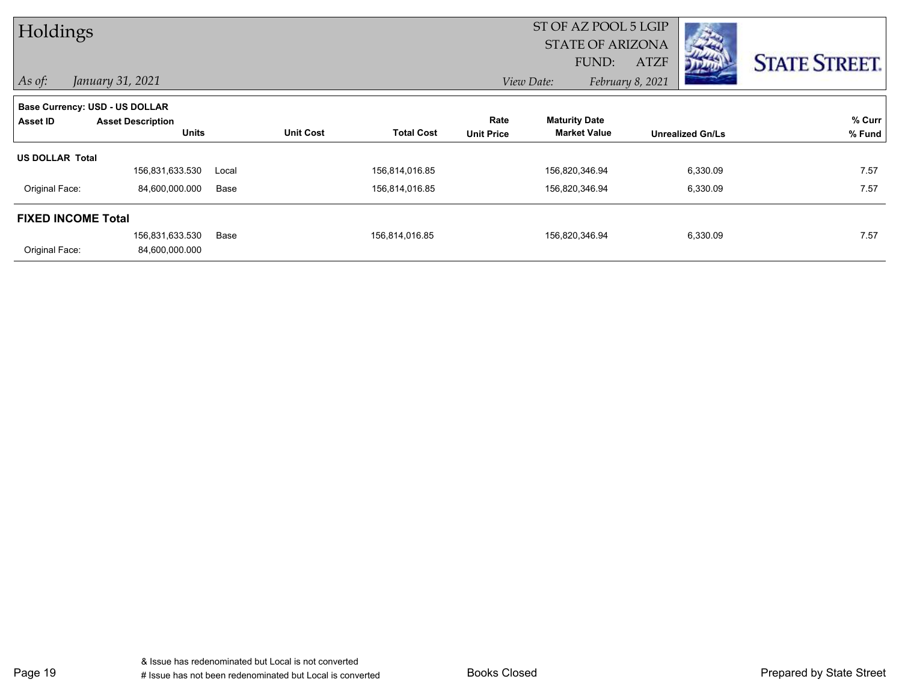# Holdings

ST OF AZ POOL 5 LGIP
STATE OF ARIZONA
FUND: ATZF

*As of: January 31, 2021*

*View Date: February 8, 2021*

**Base Currency: USD - US DOLLAR**

| Asset ID | Asset Description / Units | | Unit Cost | Total Cost | Rate / Unit Price | Maturity Date / Market Value | Unrealized Gn/Ls | % Curr / % Fund |
|---|---|---|---|---|---|---|---|---|
| **US DOLLAR Total** | | | | | | | | |
| | 156,831,633.530 | Local | | 156,814,016.85 | | 156,820,346.94 | 6,330.09 | 7.57 |
| Original Face: | 84,600,000.000 | Base | | 156,814,016.85 | | 156,820,346.94 | 6,330.09 | 7.57 |
| **FIXED INCOME Total** | | | | | | | | |
| | 156,831,633.530 | Base | | 156,814,016.85 | | 156,820,346.94 | 6,330.09 | 7.57 |
| Original Face: | 84,600,000.000 | | | | | | | |

& Issue has redenominated but Local is not converted

# Issue has not been redenominated but Local is converted

Books Closed

Prepared by State Street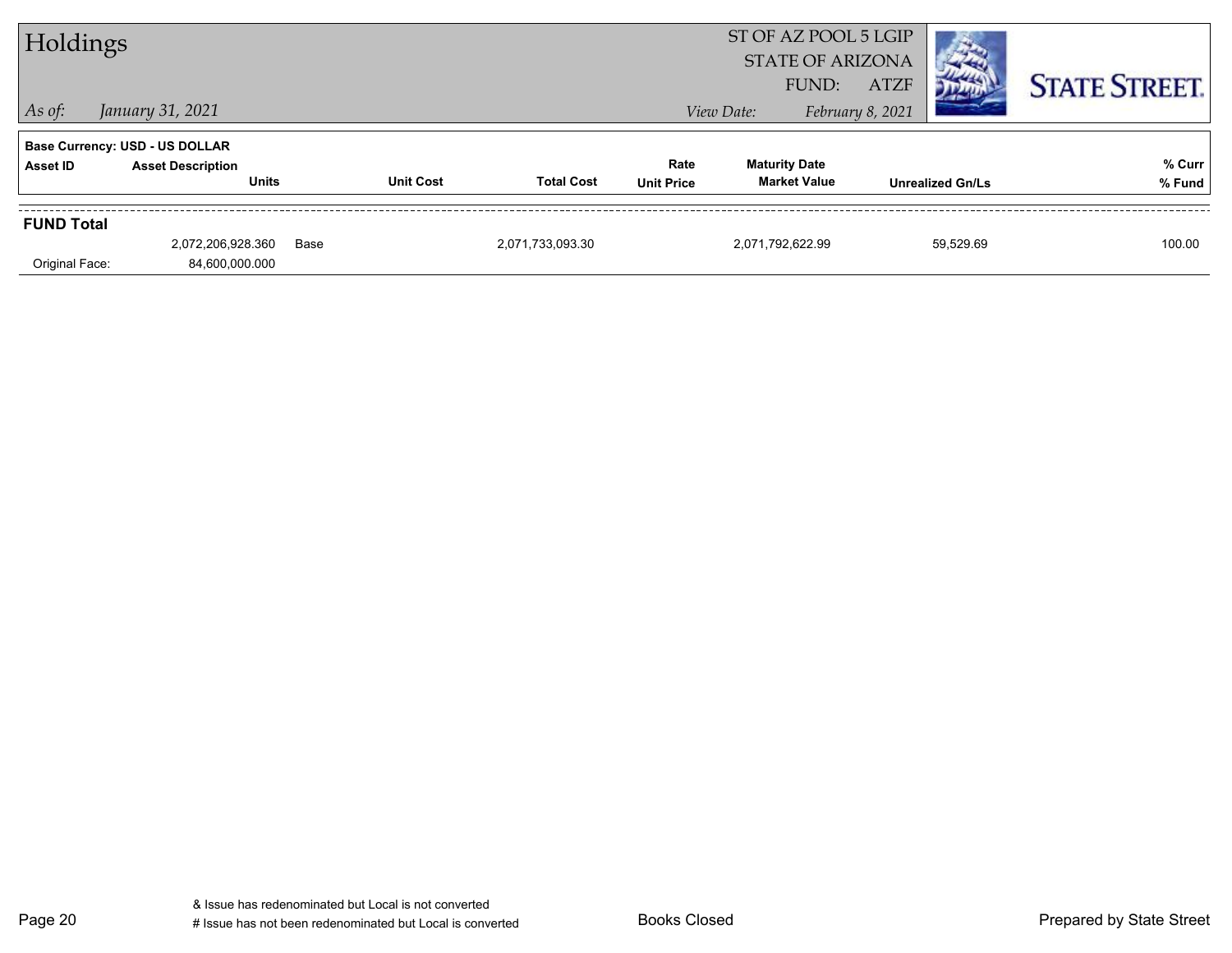# Holdings

ST OF AZ POOL 5 LGIP
STATE OF ARIZONA
FUND: ATZF

*As of:* *January 31, 2021*

*View Date:* *February 8, 2021*

**Base Currency: USD - US DOLLAR**

| Asset ID | Asset Description / Units | | Unit Cost | Total Cost | Rate / Unit Price | Maturity Date / Market Value | Unrealized Gn/Ls | % Curr / % Fund |
|---|---|---|---|---|---|---|---|---|
| **FUND Total** | | | | | | | | |
| | 2,072,206,928.360 | Base | | 2,071,733,093.30 | | 2,071,792,622.99 | 59,529.69 | 100.00 |
| Original Face: | 84,600,000.000 | | | | | | | |

& Issue has redenominated but Local is not converted
# Issue has not been redenominated but Local is converted

Books Closed

Prepared by State Street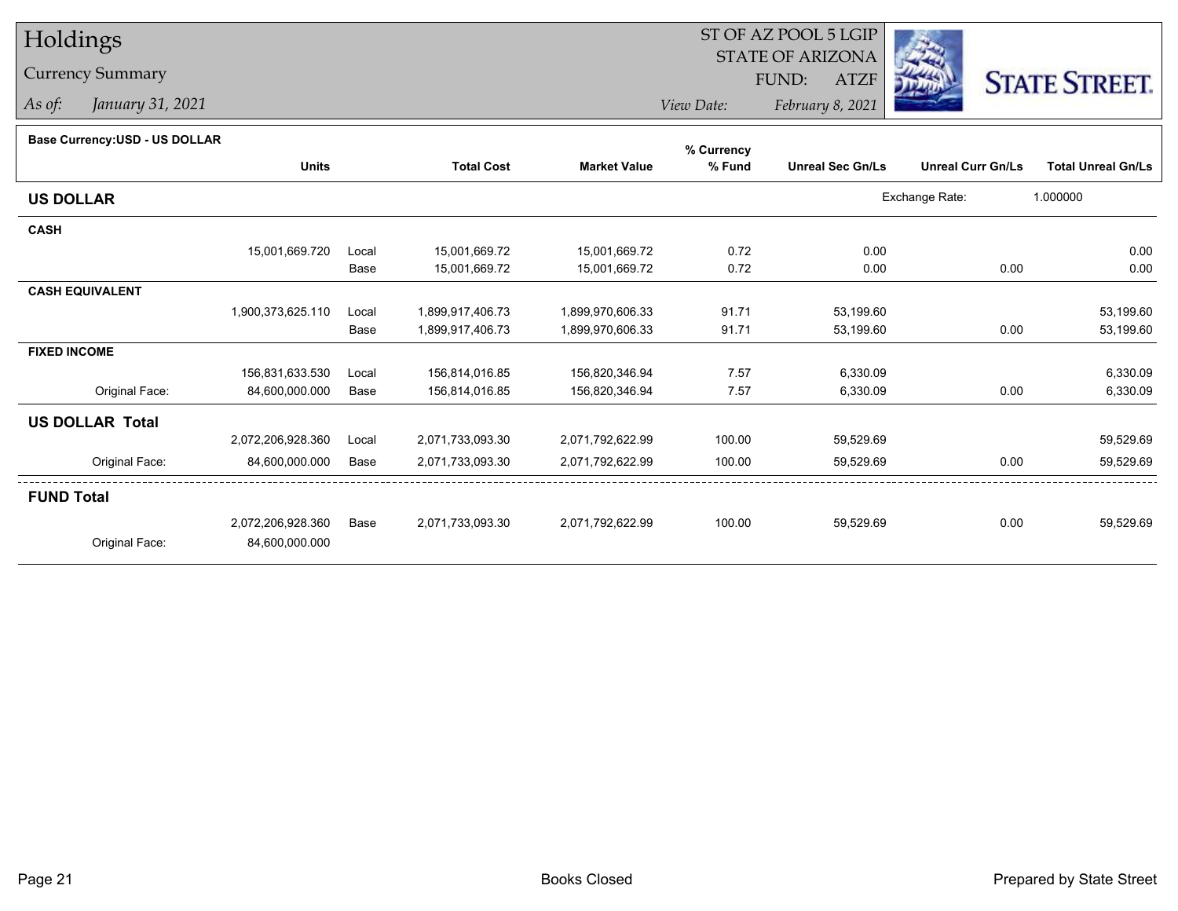# Holdings

Currency Summary

*As of: January 31, 2021*

ST OF AZ POOL 5 LGIP
STATE OF ARIZONA
FUND: ATZF

*View Date: February 8, 2021*

**Base Currency:USD - US DOLLAR**

| | Units | | Total Cost | Market Value | % Currency % Fund | Unreal Sec Gn/Ls | Unreal Curr Gn/Ls | Total Unreal Gn/Ls |
|---|---|---|---|---|---|---|---|---|
| **US DOLLAR** | | | | | | Exchange Rate: | 1.000000 | |
| **CASH** | | | | | | | | |
| | 15,001,669.720 | Local | 15,001,669.72 | 15,001,669.72 | 0.72 | 0.00 | | 0.00 |
| | | Base | 15,001,669.72 | 15,001,669.72 | 0.72 | 0.00 | 0.00 | 0.00 |
| **CASH EQUIVALENT** | | | | | | | | |
| | 1,900,373,625.110 | Local | 1,899,917,406.73 | 1,899,970,606.33 | 91.71 | 53,199.60 | | 53,199.60 |
| | | Base | 1,899,917,406.73 | 1,899,970,606.33 | 91.71 | 53,199.60 | 0.00 | 53,199.60 |
| **FIXED INCOME** | | | | | | | | |
| | 156,831,633.530 | Local | 156,814,016.85 | 156,820,346.94 | 7.57 | 6,330.09 | | 6,330.09 |
| Original Face: | 84,600,000.000 | Base | 156,814,016.85 | 156,820,346.94 | 7.57 | 6,330.09 | 0.00 | 6,330.09 |
| **US DOLLAR Total** | | | | | | | | |
| | 2,072,206,928.360 | Local | 2,071,733,093.30 | 2,071,792,622.99 | 100.00 | 59,529.69 | | 59,529.69 |
| Original Face: | 84,600,000.000 | Base | 2,071,733,093.30 | 2,071,792,622.99 | 100.00 | 59,529.69 | 0.00 | 59,529.69 |
| **FUND Total** | | | | | | | | |
| | 2,072,206,928.360 | Base | 2,071,733,093.30 | 2,071,792,622.99 | 100.00 | 59,529.69 | 0.00 | 59,529.69 |
| Original Face: | 84,600,000.000 | | | | | | | |

Books Closed

Prepared by State Street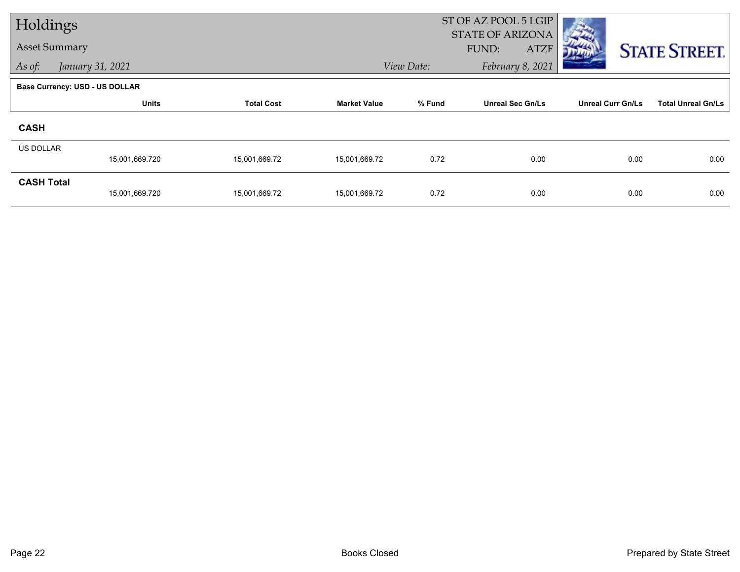# Holdings

## Asset Summary

*As of:* *January 31, 2021*

ST OF AZ POOL 5 LGIP
STATE OF ARIZONA
FUND: ATZF
*View Date:* *February 8, 2021*

**Base Currency: USD - US DOLLAR**

| | Units | Total Cost | Market Value | % Fund | Unreal Sec Gn/Ls | Unreal Curr Gn/Ls | Total Unreal Gn/Ls |
|---|---|---|---|---|---|---|---|
| **CASH** | | | | | | | |
| US DOLLAR | 15,001,669.720 | 15,001,669.72 | 15,001,669.72 | 0.72 | 0.00 | 0.00 | 0.00 |
| **CASH Total** | 15,001,669.720 | 15,001,669.72 | 15,001,669.72 | 0.72 | 0.00 | 0.00 | 0.00 |

Books Closed

Prepared by State Street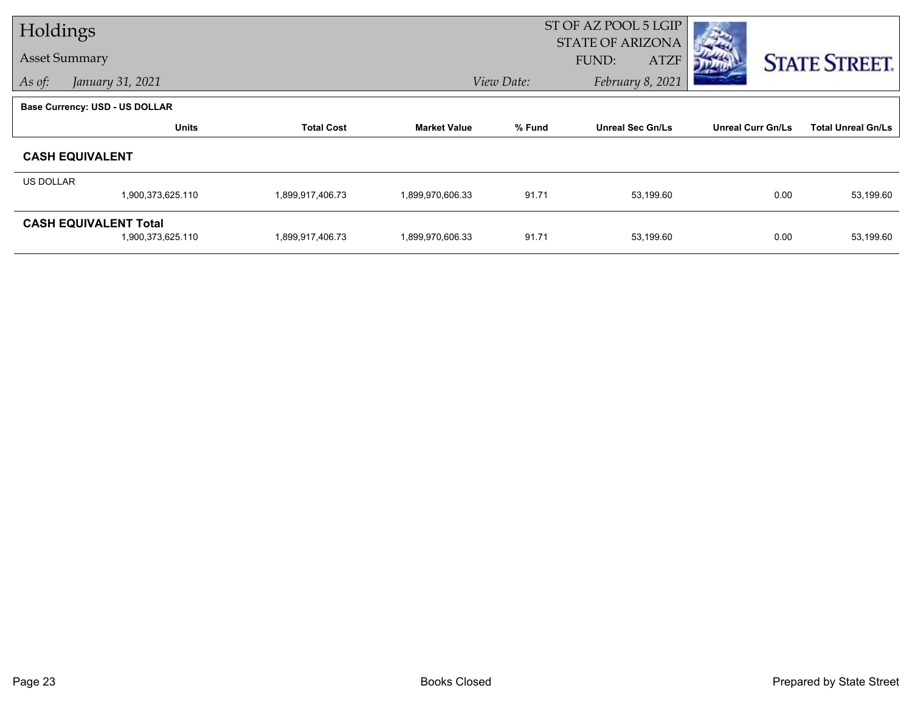# Holdings

**Asset Summary**

*As of: January 31, 2021*

ST OF AZ POOL 5 LGIP
STATE OF ARIZONA
FUND: ATZF

*View Date: February 8, 2021*

**Base Currency: USD - US DOLLAR**

| | Units | Total Cost | Market Value | % Fund | Unreal Sec Gn/Ls | Unreal Curr Gn/Ls | Total Unreal Gn/Ls |
|---|---|---|---|---|---|---|---|
| **CASH EQUIVALENT** | | | | | | | |
| US DOLLAR | 1,900,373,625.110 | 1,899,917,406.73 | 1,899,970,606.33 | 91.71 | 53,199.60 | 0.00 | 53,199.60 |
| **CASH EQUIVALENT Total** | 1,900,373,625.110 | 1,899,917,406.73 | 1,899,970,606.33 | 91.71 | 53,199.60 | 0.00 | 53,199.60 |

Books Closed

Prepared by State Street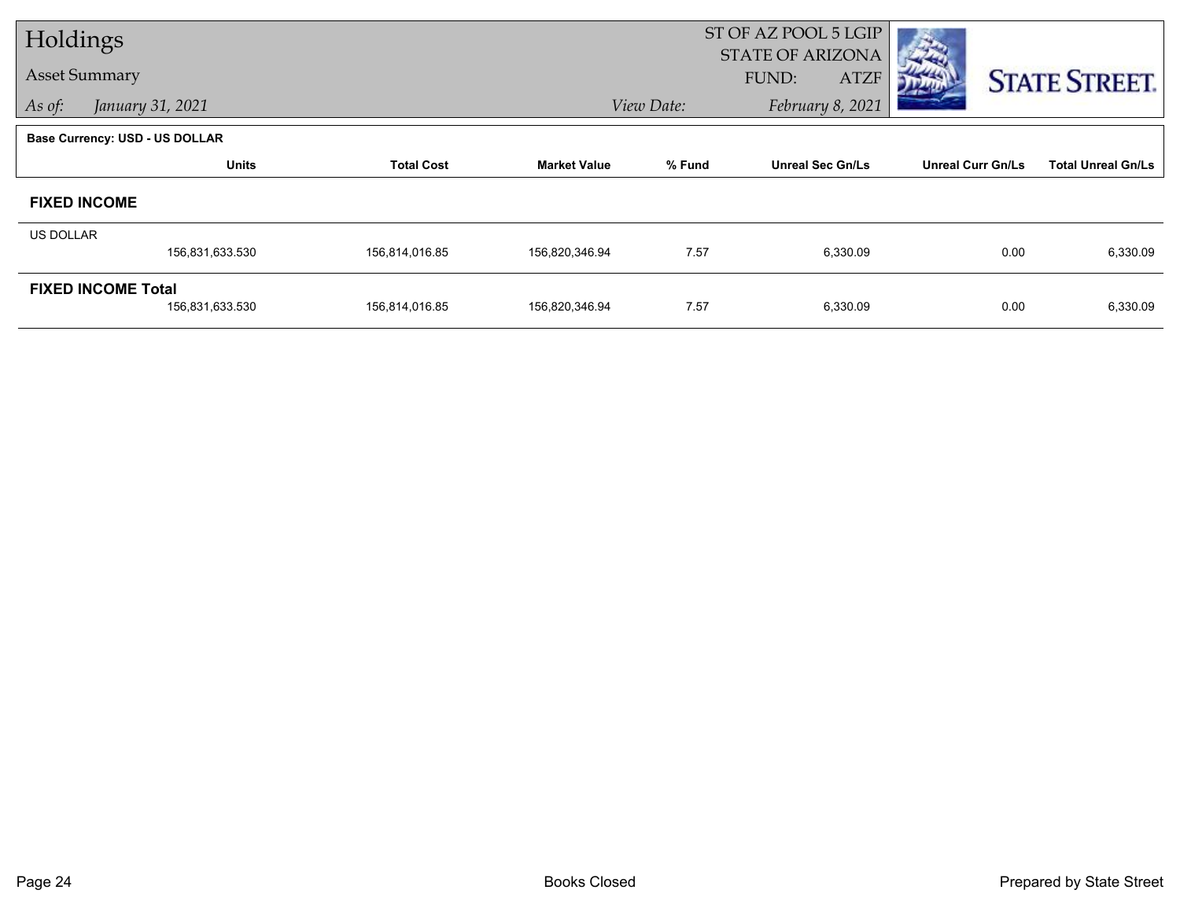# Holdings

## Asset Summary

*As of:* *January 31, 2021*

ST OF AZ POOL 5 LGIP
STATE OF ARIZONA
FUND: ATZF

*View Date:* *February 8, 2021*

STATE STREET.

**Base Currency: USD - US DOLLAR**

| | Units | Total Cost | Market Value | % Fund | Unreal Sec Gn/Ls | Unreal Curr Gn/Ls | Total Unreal Gn/Ls |
|---|---|---|---|---|---|---|---|
| **FIXED INCOME** | | | | | | | |
| US DOLLAR | 156,831,633.530 | 156,814,016.85 | 156,820,346.94 | 7.57 | 6,330.09 | 0.00 | 6,330.09 |
| **FIXED INCOME Total** | 156,831,633.530 | 156,814,016.85 | 156,820,346.94 | 7.57 | 6,330.09 | 0.00 | 6,330.09 |

Books Closed

Prepared by State Street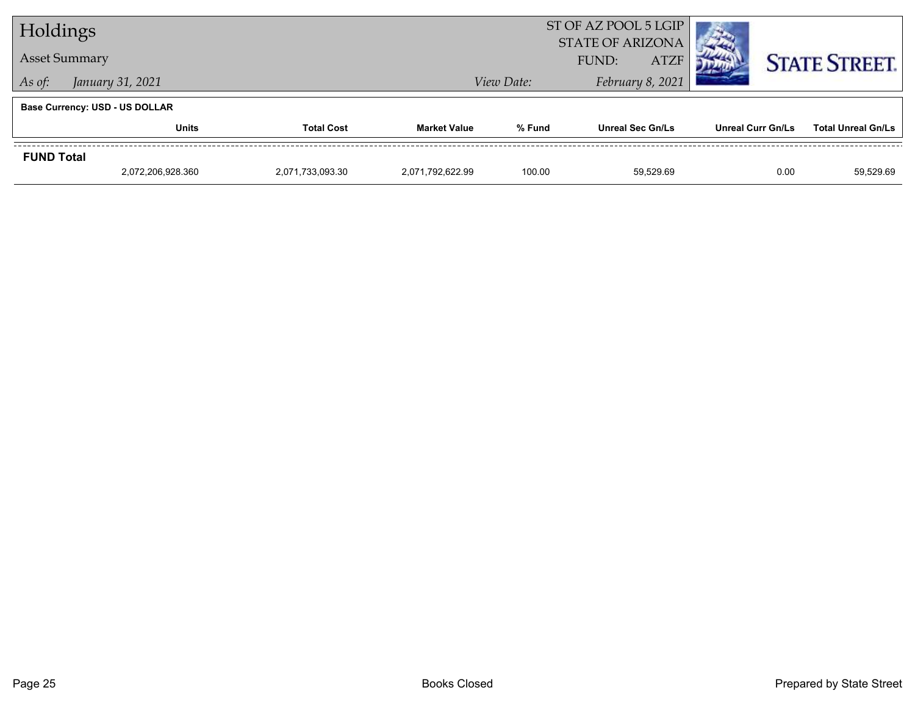# Holdings

## Asset Summary

*As of: January 31, 2021*

ST OF AZ POOL 5 LGIP
STATE OF ARIZONA
FUND: ATZF
*View Date: February 8, 2021*

STATE STREET.

**Base Currency: USD - US DOLLAR**

| | Units | Total Cost | Market Value | % Fund | Unreal Sec Gn/Ls | Unreal Curr Gn/Ls | Total Unreal Gn/Ls |
|---|---|---|---|---|---|---|---|
| **FUND Total** | | | | | | | |
| | 2,072,206,928.360 | 2,071,733,093.30 | 2,071,792,622.99 | 100.00 | 59,529.69 | 0.00 | 59,529.69 |

Books Closed

Prepared by State Street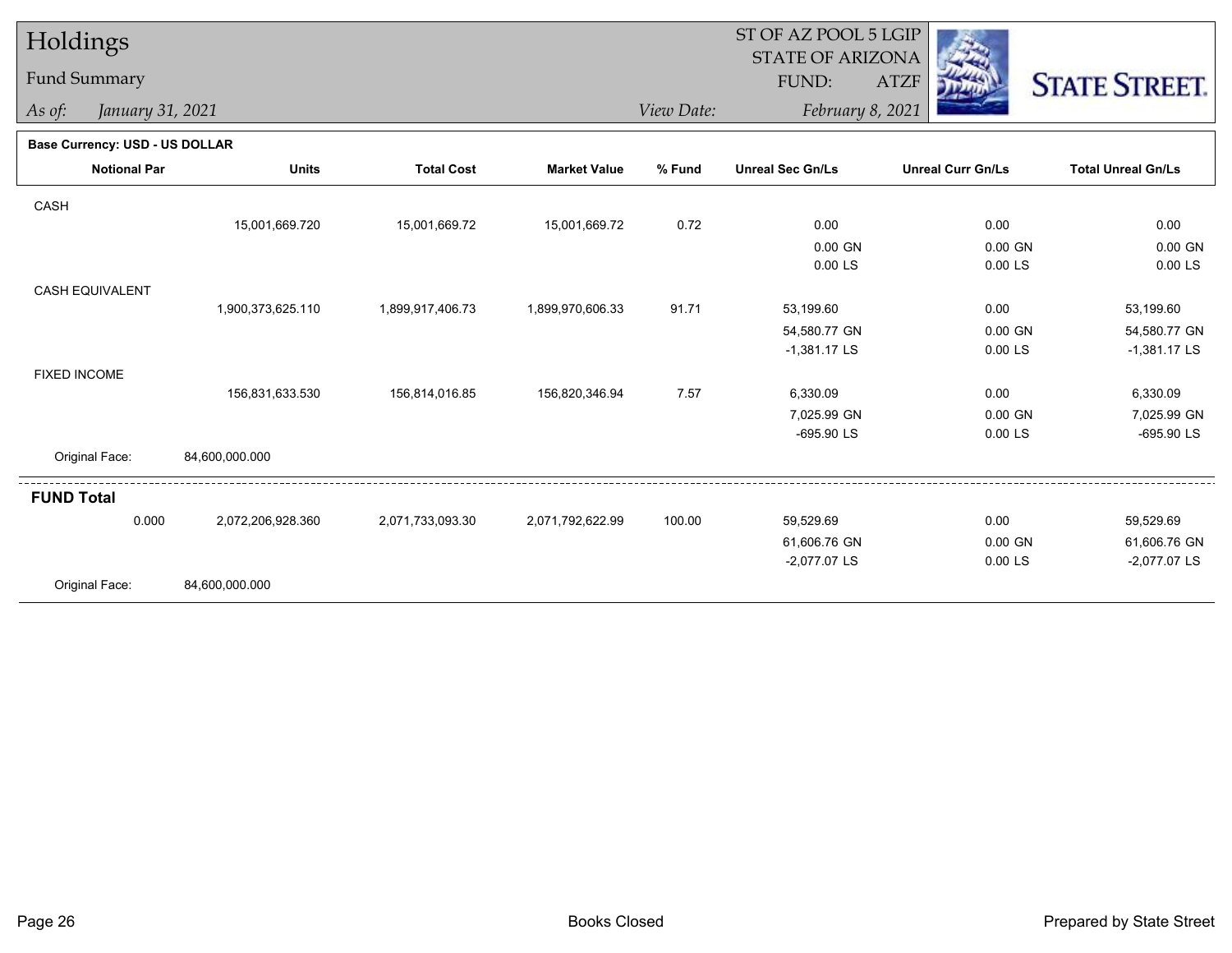# Holdings

Fund Summary

*As of:* *January 31, 2021*

ST OF AZ POOL 5 LGIP
STATE OF ARIZONA
FUND: ATZF

*View Date:* *February 8, 2021*

**Base Currency: USD - US DOLLAR**

| Notional Par | Units | Total Cost | Market Value | % Fund | Unreal Sec Gn/Ls | Unreal Curr Gn/Ls | Total Unreal Gn/Ls |
|---|---|---|---|---|---|---|---|
| CASH | | | | | | | |
| | 15,001,669.720 | 15,001,669.72 | 15,001,669.72 | 0.72 | 0.00 | 0.00 | 0.00 |
| | | | | | 0.00 GN | 0.00 GN | 0.00 GN |
| | | | | | 0.00 LS | 0.00 LS | 0.00 LS |
| CASH EQUIVALENT | | | | | | | |
| | 1,900,373,625.110 | 1,899,917,406.73 | 1,899,970,606.33 | 91.71 | 53,199.60 | 0.00 | 53,199.60 |
| | | | | | 54,580.77 GN | 0.00 GN | 54,580.77 GN |
| | | | | | -1,381.17 LS | 0.00 LS | -1,381.17 LS |
| FIXED INCOME | | | | | | | |
| | 156,831,633.530 | 156,814,016.85 | 156,820,346.94 | 7.57 | 6,330.09 | 0.00 | 6,330.09 |
| | | | | | 7,025.99 GN | 0.00 GN | 7,025.99 GN |
| | | | | | -695.90 LS | 0.00 LS | -695.90 LS |
| Original Face: | 84,600,000.000 | | | | | | |
| **FUND Total** | | | | | | | |
| 0.000 | 2,072,206,928.360 | 2,071,733,093.30 | 2,071,792,622.99 | 100.00 | 59,529.69 | 0.00 | 59,529.69 |
| | | | | | 61,606.76 GN | 0.00 GN | 61,606.76 GN |
| | | | | | -2,077.07 LS | 0.00 LS | -2,077.07 LS |
| Original Face: | 84,600,000.000 | | | | | | |

Books Closed

Prepared by State Street